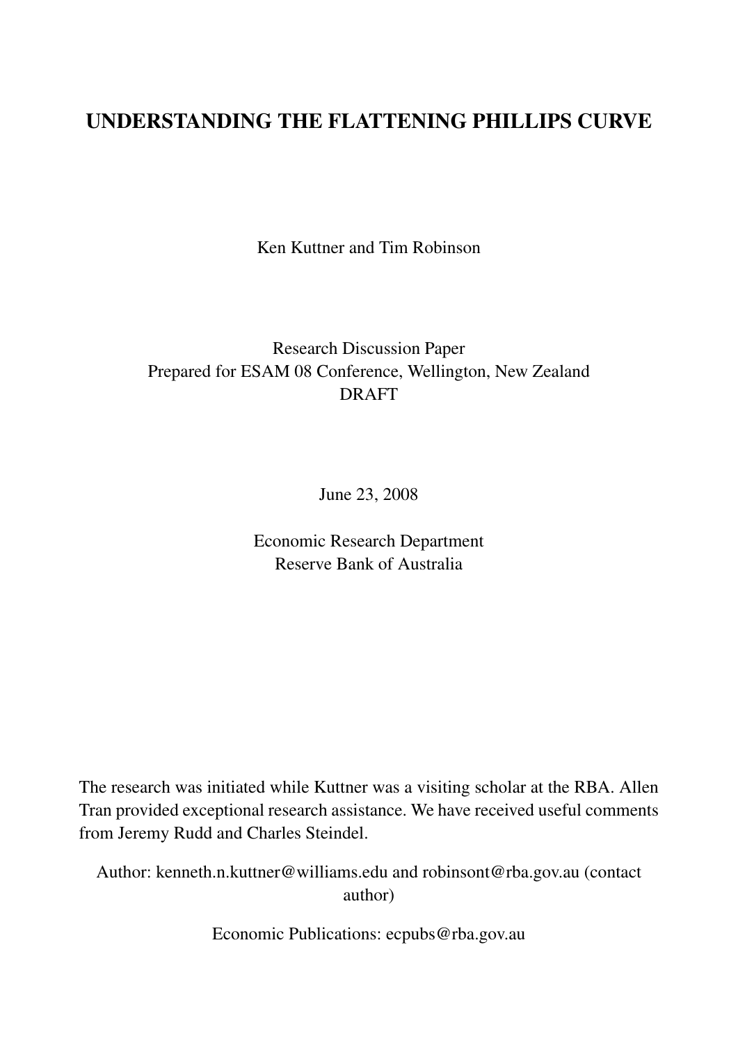# UNDERSTANDING THE FLATTENING PHILLIPS CURVE

Ken Kuttner and Tim Robinson

Research Discussion Paper
Prepared for ESAM 08 Conference, Wellington, New Zealand
DRAFT

June 23, 2008

Economic Research Department
Reserve Bank of Australia

The research was initiated while Kuttner was a visiting scholar at the RBA. Allen Tran provided exceptional research assistance. We have received useful comments from Jeremy Rudd and Charles Steindel.

Author: kenneth.n.kuttner@williams.edu and robinsont@rba.gov.au (contact author)

Economic Publications: ecpubs@rba.gov.au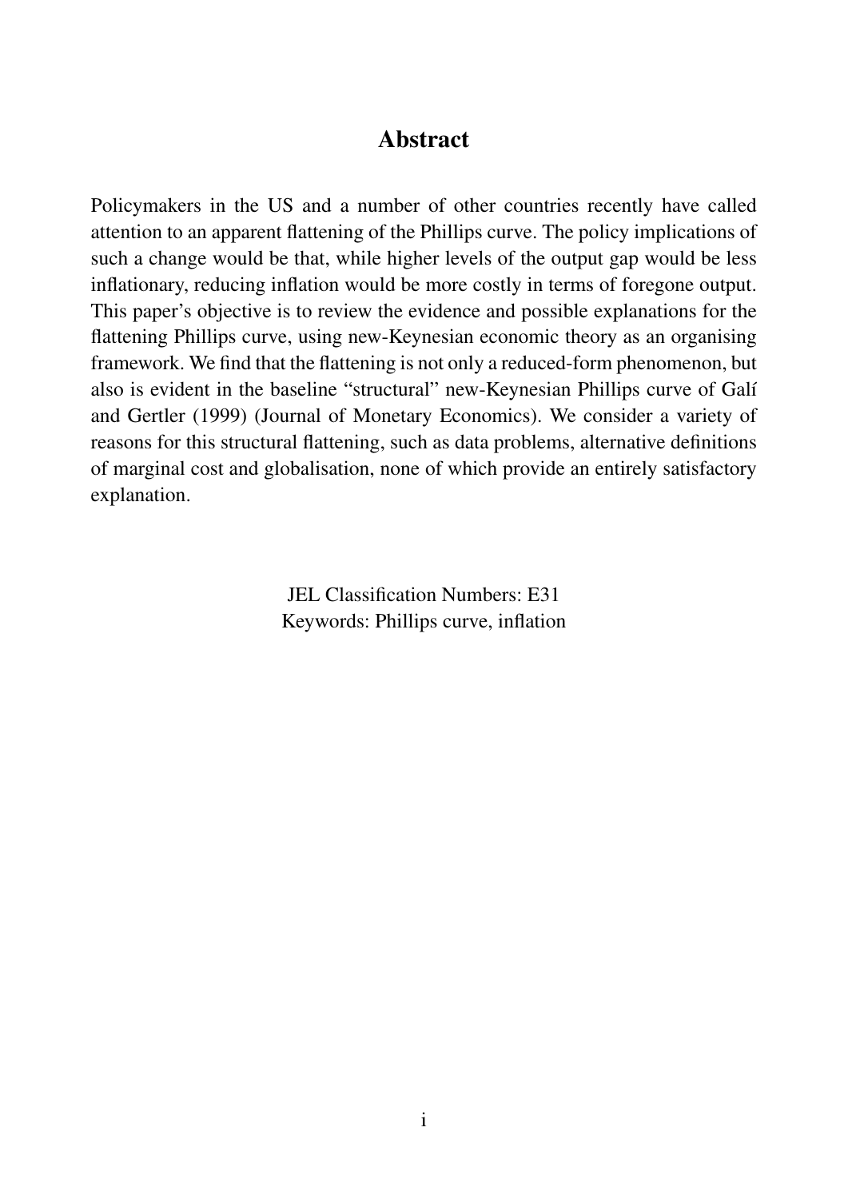# Abstract

Policymakers in the US and a number of other countries recently have called attention to an apparent flattening of the Phillips curve. The policy implications of such a change would be that, while higher levels of the output gap would be less inflationary, reducing inflation would be more costly in terms of foregone output. This paper's objective is to review the evidence and possible explanations for the flattening Phillips curve, using new-Keynesian economic theory as an organising framework. We find that the flattening is not only a reduced-form phenomenon, but also is evident in the baseline "structural" new-Keynesian Phillips curve of Galí and Gertler (1999) (Journal of Monetary Economics). We consider a variety of reasons for this structural flattening, such as data problems, alternative definitions of marginal cost and globalisation, none of which provide an entirely satisfactory explanation.

JEL Classification Numbers: E31
Keywords: Phillips curve, inflation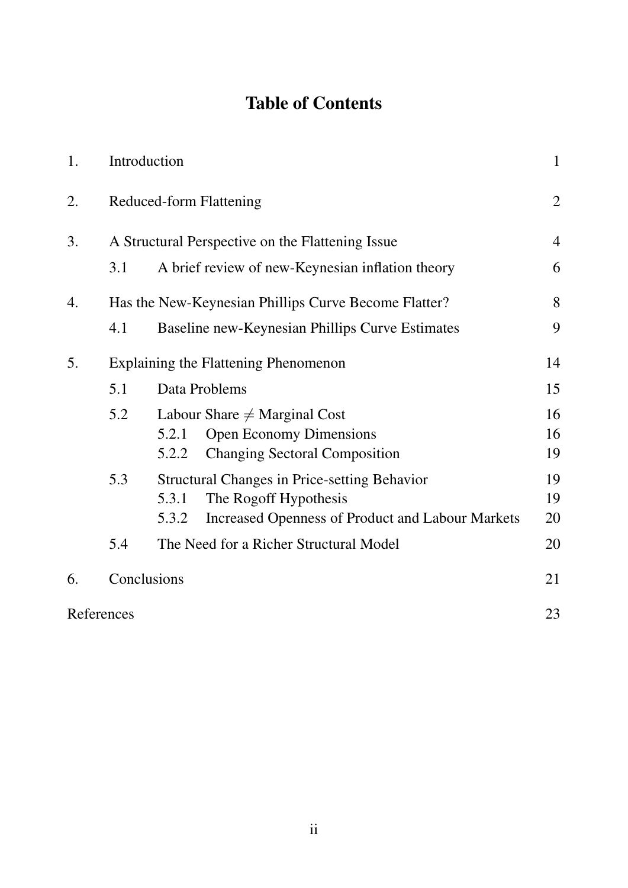# Table of Contents

| | | | |
|---|---|---|---|
| 1. | Introduction | | 1 |
| 2. | Reduced-form Flattening | | 2 |
| 3. | A Structural Perspective on the Flattening Issue | | 4 |
| | 3.1 | A brief review of new-Keynesian inflation theory | 6 |
| 4. | Has the New-Keynesian Phillips Curve Become Flatter? | | 8 |
| | 4.1 | Baseline new-Keynesian Phillips Curve Estimates | 9 |
| 5. | Explaining the Flattening Phenomenon | | 14 |
| | 5.1 | Data Problems | 15 |
| | 5.2 | Labour Share $\neq$ Marginal Cost | 16 |
| | | 5.2.1 Open Economy Dimensions | 16 |
| | | 5.2.2 Changing Sectoral Composition | 19 |
| | 5.3 | Structural Changes in Price-setting Behavior | 19 |
| | | 5.3.1 The Rogoff Hypothesis | 19 |
| | | 5.3.2 Increased Openness of Product and Labour Markets | 20 |
| | 5.4 | The Need for a Richer Structural Model | 20 |
| 6. | Conclusions | | 21 |
| References | | | 23 |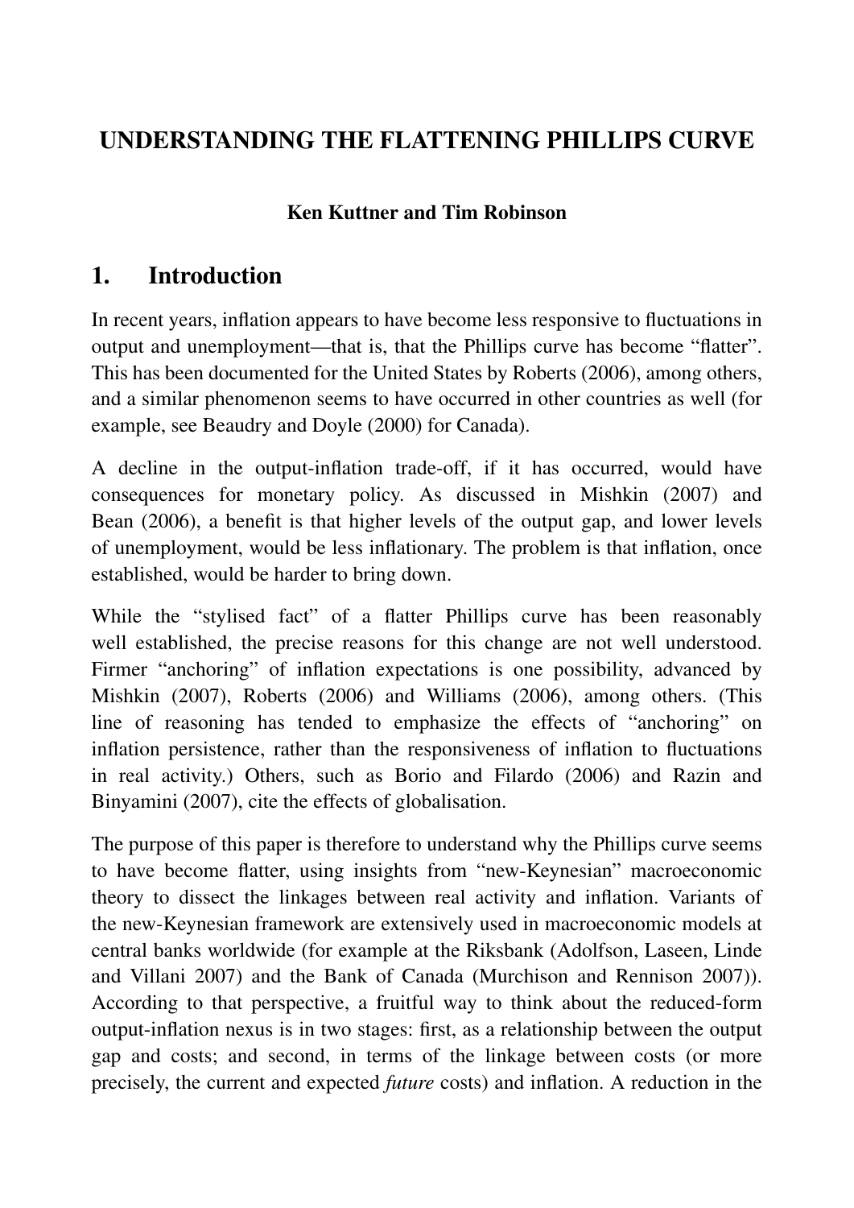# UNDERSTANDING THE FLATTENING PHILLIPS CURVE

**Ken Kuttner and Tim Robinson**

## 1. Introduction

In recent years, inflation appears to have become less responsive to fluctuations in output and unemployment—that is, that the Phillips curve has become "flatter". This has been documented for the United States by Roberts (2006), among others, and a similar phenomenon seems to have occurred in other countries as well (for example, see Beaudry and Doyle (2000) for Canada).

A decline in the output-inflation trade-off, if it has occurred, would have consequences for monetary policy. As discussed in Mishkin (2007) and Bean (2006), a benefit is that higher levels of the output gap, and lower levels of unemployment, would be less inflationary. The problem is that inflation, once established, would be harder to bring down.

While the "stylised fact" of a flatter Phillips curve has been reasonably well established, the precise reasons for this change are not well understood. Firmer "anchoring" of inflation expectations is one possibility, advanced by Mishkin (2007), Roberts (2006) and Williams (2006), among others. (This line of reasoning has tended to emphasize the effects of "anchoring" on inflation persistence, rather than the responsiveness of inflation to fluctuations in real activity.) Others, such as Borio and Filardo (2006) and Razin and Binyamini (2007), cite the effects of globalisation.

The purpose of this paper is therefore to understand why the Phillips curve seems to have become flatter, using insights from "new-Keynesian" macroeconomic theory to dissect the linkages between real activity and inflation. Variants of the new-Keynesian framework are extensively used in macroeconomic models at central banks worldwide (for example at the Riksbank (Adolfson, Laseen, Linde and Villani 2007) and the Bank of Canada (Murchison and Rennison 2007)). According to that perspective, a fruitful way to think about the reduced-form output-inflation nexus is in two stages: first, as a relationship between the output gap and costs; and second, in terms of the linkage between costs (or more precisely, the current and expected *future* costs) and inflation. A reduction in the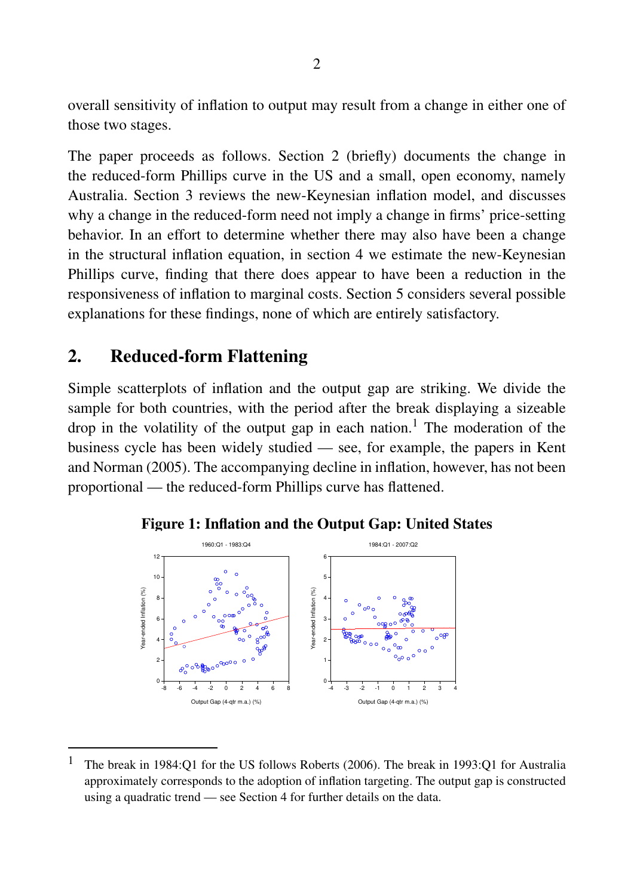overall sensitivity of inflation to output may result from a change in either one of those two stages.

The paper proceeds as follows. Section 2 (briefly) documents the change in the reduced-form Phillips curve in the US and a small, open economy, namely Australia. Section 3 reviews the new-Keynesian inflation model, and discusses why a change in the reduced-form need not imply a change in firms' price-setting behavior. In an effort to determine whether there may also have been a change in the structural inflation equation, in section 4 we estimate the new-Keynesian Phillips curve, finding that there does appear to have been a reduction in the responsiveness of inflation to marginal costs. Section 5 considers several possible explanations for these findings, none of which are entirely satisfactory.

## 2. Reduced-form Flattening

Simple scatterplots of inflation and the output gap are striking. We divide the sample for both countries, with the period after the break displaying a sizeable drop in the volatility of the output gap in each nation.[1] The moderation of the business cycle has been widely studied — see, for example, the papers in Kent and Norman (2005). The accompanying decline in inflation, however, has not been proportional — the reduced-form Phillips curve has flattened.

**Figure 1: Inflation and the Output Gap: United States**

[1] The break in 1984:Q1 for the US follows Roberts (2006). The break in 1993:Q1 for Australia approximately corresponds to the adoption of inflation targeting. The output gap is constructed using a quadratic trend — see Section 4 for further details on the data.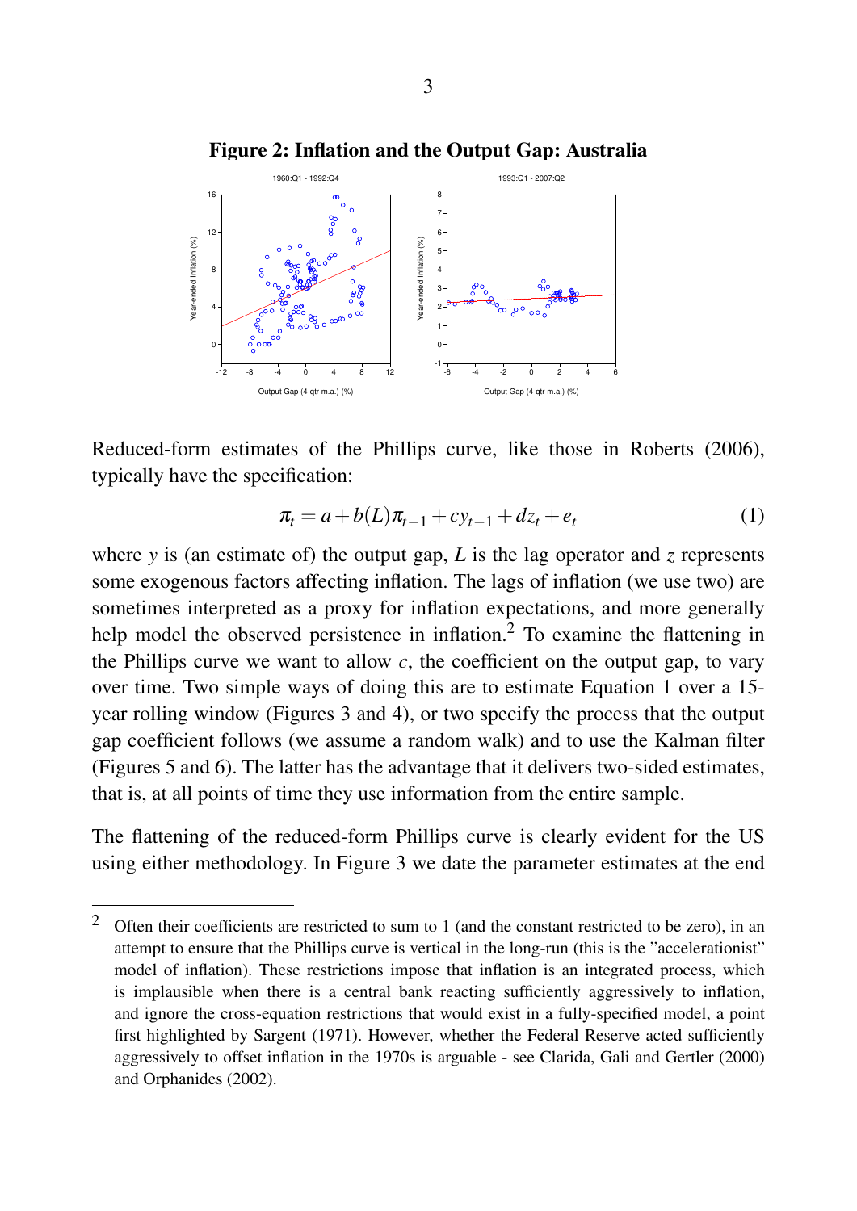**Figure 2: Inflation and the Output Gap: Australia**

Reduced-form estimates of the Phillips curve, like those in Roberts (2006), typically have the specification:

$$\pi_t = a + b(L)\pi_{t-1} + cy_{t-1} + dz_t + e_t \tag{1}$$

where $y$ is (an estimate of) the output gap, $L$ is the lag operator and $z$ represents some exogenous factors affecting inflation. The lags of inflation (we use two) are sometimes interpreted as a proxy for inflation expectations, and more generally help model the observed persistence in inflation.[2] To examine the flattening in the Phillips curve we want to allow $c$, the coefficient on the output gap, to vary over time. Two simple ways of doing this are to estimate Equation 1 over a 15-year rolling window (Figures 3 and 4), or two specify the process that the output gap coefficient follows (we assume a random walk) and to use the Kalman filter (Figures 5 and 6). The latter has the advantage that it delivers two-sided estimates, that is, at all points of time they use information from the entire sample.

The flattening of the reduced-form Phillips curve is clearly evident for the US using either methodology. In Figure 3 we date the parameter estimates at the end

---

[2] Often their coefficients are restricted to sum to 1 (and the constant restricted to be zero), in an attempt to ensure that the Phillips curve is vertical in the long-run (this is the "accelerationist" model of inflation). These restrictions impose that inflation is an integrated process, which is implausible when there is a central bank reacting sufficiently aggressively to inflation, and ignore the cross-equation restrictions that would exist in a fully-specified model, a point first highlighted by Sargent (1971). However, whether the Federal Reserve acted sufficiently aggressively to offset inflation in the 1970s is arguable - see Clarida, Gali and Gertler (2000) and Orphanides (2002).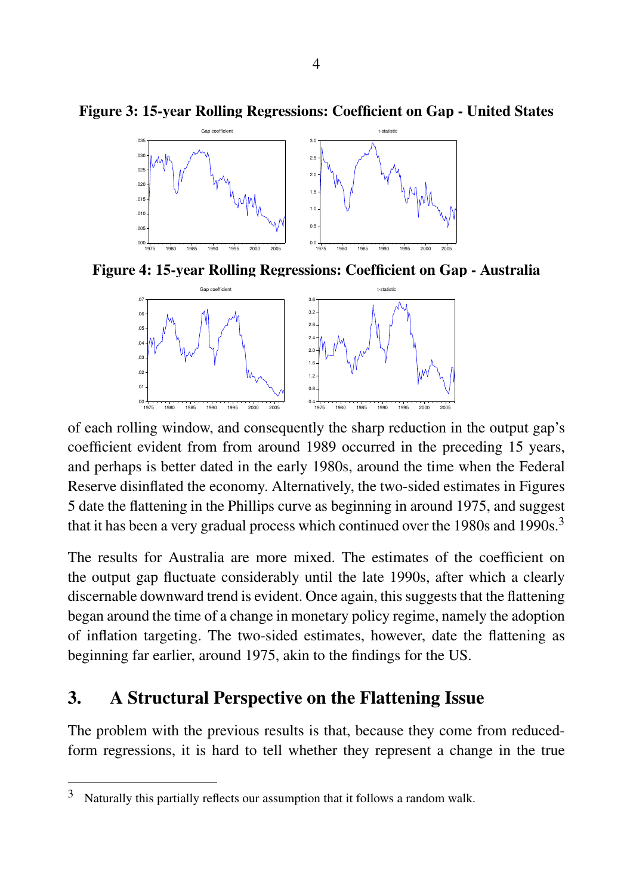**Figure 3: 15-year Rolling Regressions: Coefficient on Gap - United States**

**Figure 4: 15-year Rolling Regressions: Coefficient on Gap - Australia**

of each rolling window, and consequently the sharp reduction in the output gap's coefficient evident from from around 1989 occurred in the preceding 15 years, and perhaps is better dated in the early 1980s, around the time when the Federal Reserve disinflated the economy. Alternatively, the two-sided estimates in Figures 5 date the flattening in the Phillips curve as beginning in around 1975, and suggest that it has been a very gradual process which continued over the 1980s and 1990s.[3]

The results for Australia are more mixed. The estimates of the coefficient on the output gap fluctuate considerably until the late 1990s, after which a clearly discernable downward trend is evident. Once again, this suggests that the flattening began around the time of a change in monetary policy regime, namely the adoption of inflation targeting. The two-sided estimates, however, date the flattening as beginning far earlier, around 1975, akin to the findings for the US.

## 3. A Structural Perspective on the Flattening Issue

The problem with the previous results is that, because they come from reduced-form regressions, it is hard to tell whether they represent a change in the true

[3] Naturally this partially reflects our assumption that it follows a random walk.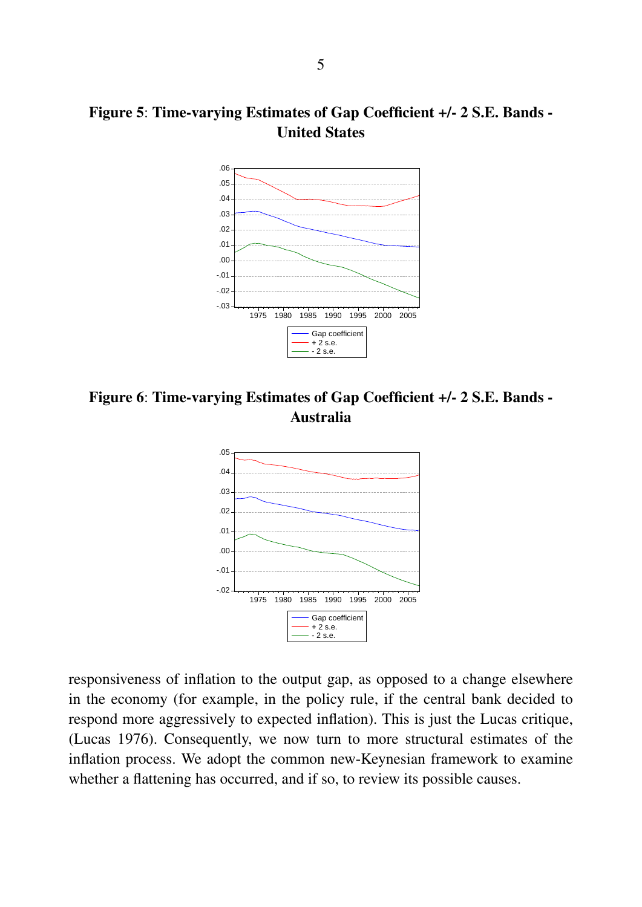**Figure 5**: **Time-varying Estimates of Gap Coefficient +/- 2 S.E. Bands - United States**

**Figure 6**: **Time-varying Estimates of Gap Coefficient +/- 2 S.E. Bands - Australia**

responsiveness of inflation to the output gap, as opposed to a change elsewhere in the economy (for example, in the policy rule, if the central bank decided to respond more aggressively to expected inflation). This is just the Lucas critique, (Lucas 1976). Consequently, we now turn to more structural estimates of the inflation process. We adopt the common new-Keynesian framework to examine whether a flattening has occurred, and if so, to review its possible causes.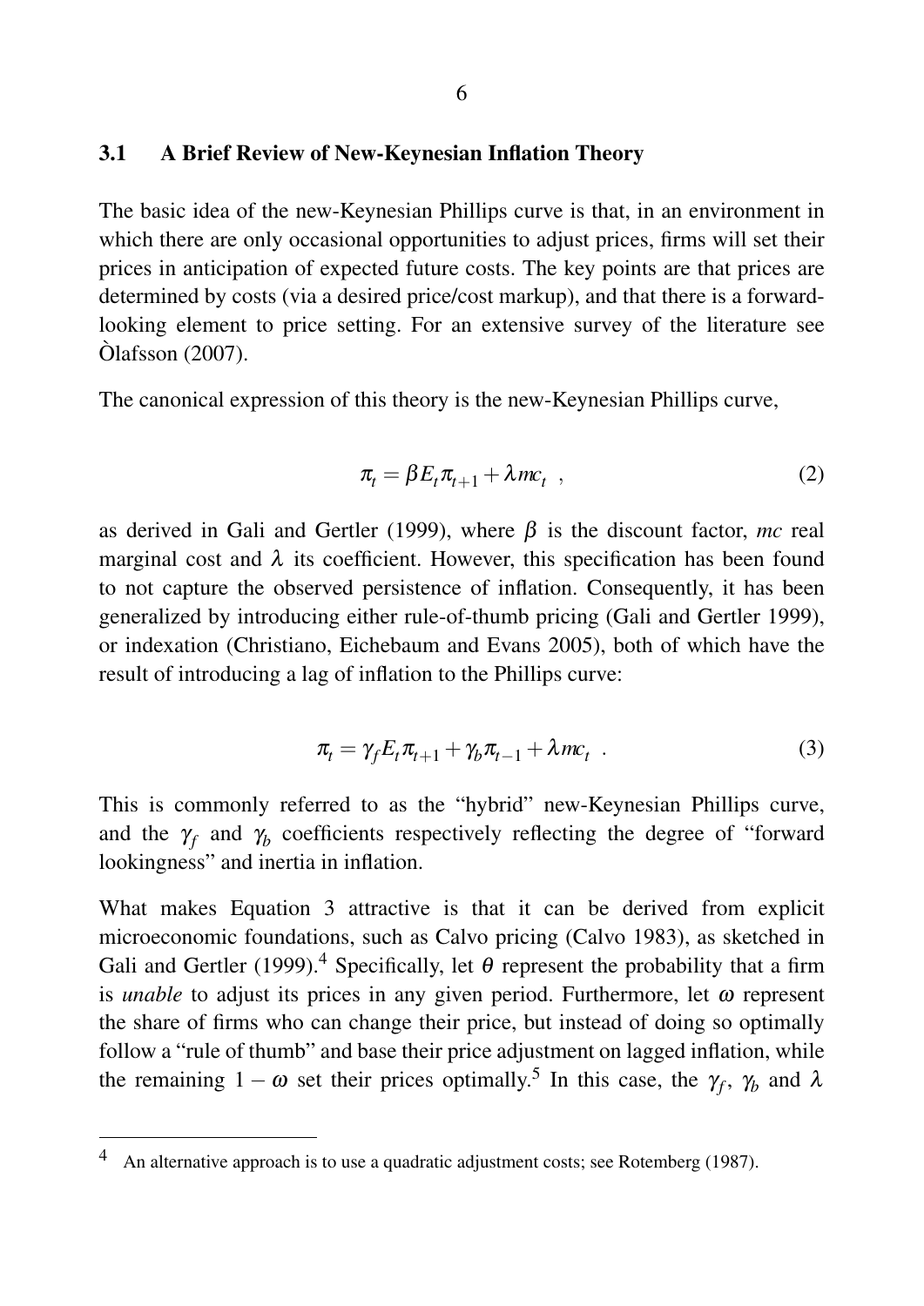### 3.1 A Brief Review of New-Keynesian Inflation Theory

The basic idea of the new-Keynesian Phillips curve is that, in an environment in which there are only occasional opportunities to adjust prices, firms will set their prices in anticipation of expected future costs. The key points are that prices are determined by costs (via a desired price/cost markup), and that there is a forward-looking element to price setting. For an extensive survey of the literature see Òlafsson (2007).

The canonical expression of this theory is the new-Keynesian Phillips curve,

$$\pi_t = \beta E_t \pi_{t+1} + \lambda mc_t \ , \tag{2}$$

as derived in Gali and Gertler (1999), where $\beta$ is the discount factor, $mc$ real marginal cost and $\lambda$ its coefficient. However, this specification has been found to not capture the observed persistence of inflation. Consequently, it has been generalized by introducing either rule-of-thumb pricing (Gali and Gertler 1999), or indexation (Christiano, Eichebaum and Evans 2005), both of which have the result of introducing a lag of inflation to the Phillips curve:

$$\pi_t = \gamma_f E_t \pi_{t+1} + \gamma_b \pi_{t-1} + \lambda mc_t \ . \tag{3}$$

This is commonly referred to as the "hybrid" new-Keynesian Phillips curve, and the $\gamma_f$ and $\gamma_b$ coefficients respectively reflecting the degree of "forward lookingness" and inertia in inflation.

What makes Equation 3 attractive is that it can be derived from explicit microeconomic foundations, such as Calvo pricing (Calvo 1983), as sketched in Gali and Gertler (1999).[4] Specifically, let $\theta$ represent the probability that a firm is *unable* to adjust its prices in any given period. Furthermore, let $\omega$ represent the share of firms who can change their price, but instead of doing so optimally follow a "rule of thumb" and base their price adjustment on lagged inflation, while the remaining $1 - \omega$ set their prices optimally.[5] In this case, the $\gamma_f$, $\gamma_b$ and $\lambda$

---

[4] An alternative approach is to use a quadratic adjustment costs; see Rotemberg (1987).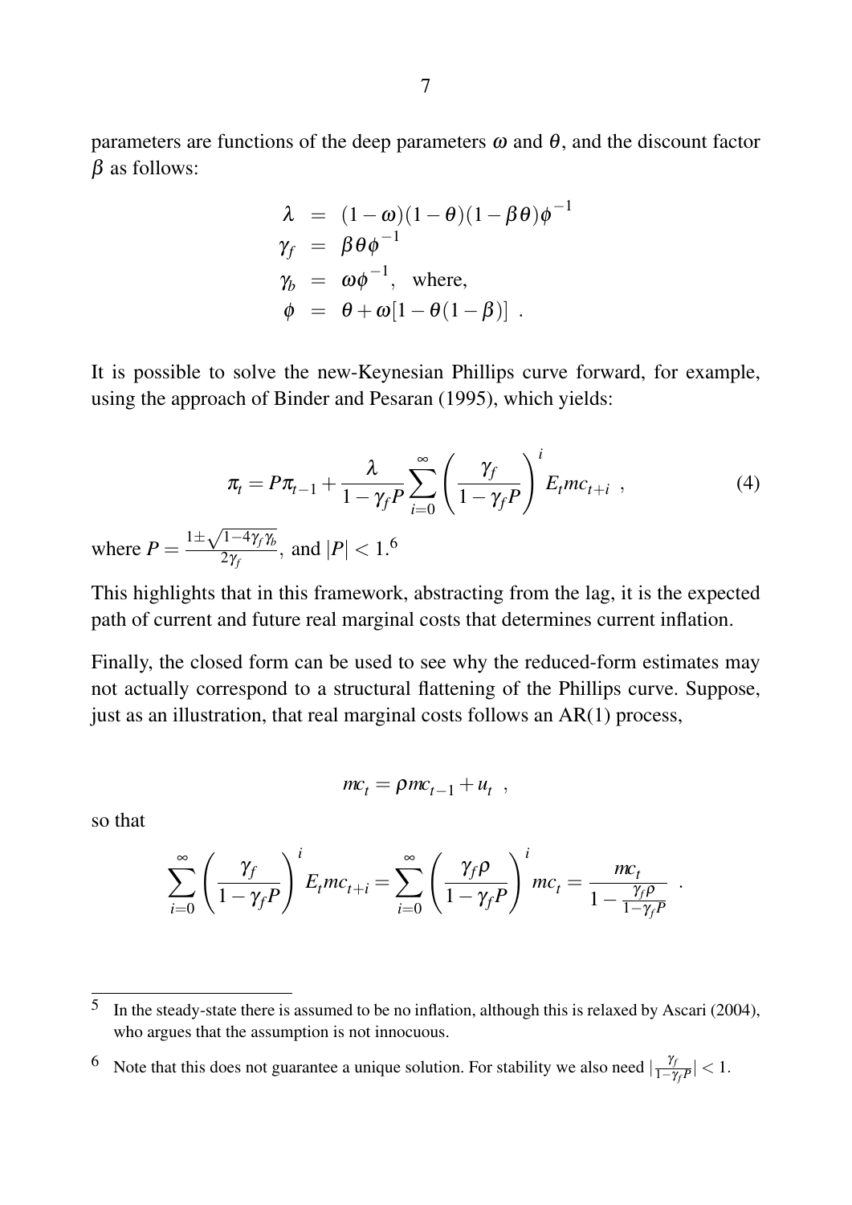parameters are functions of the deep parameters $\omega$ and $\theta$, and the discount factor $\beta$ as follows:

$$
\begin{aligned}
\lambda &= (1-\omega)(1-\theta)(1-\beta\theta)\phi^{-1} \\
\gamma_f &= \beta\theta\phi^{-1} \\
\gamma_b &= \omega\phi^{-1}, \quad \text{where,} \\
\phi &= \theta + \omega[1-\theta(1-\beta)] \ .
\end{aligned}
$$

It is possible to solve the new-Keynesian Phillips curve forward, for example, using the approach of Binder and Pesaran (1995), which yields:

$$
\pi_t = P\pi_{t-1} + \frac{\lambda}{1-\gamma_f P}\sum_{i=0}^{\infty}\left(\frac{\gamma_f}{1-\gamma_f P}\right)^i E_t mc_{t+i} \ , \tag{4}
$$

where $P = \frac{1 \pm \sqrt{1-4\gamma_f\gamma_b}}{2\gamma_f}$, and $|P| < 1$.[6]

This highlights that in this framework, abstracting from the lag, it is the expected path of current and future real marginal costs that determines current inflation.

Finally, the closed form can be used to see why the reduced-form estimates may not actually correspond to a structural flattening of the Phillips curve. Suppose, just as an illustration, that real marginal costs follows an AR(1) process,

$$
mc_t = \rho mc_{t-1} + u_t \ ,
$$

so that

$$
\sum_{i=0}^{\infty}\left(\frac{\gamma_f}{1-\gamma_f P}\right)^i E_t mc_{t+i} = \sum_{i=0}^{\infty}\left(\frac{\gamma_f \rho}{1-\gamma_f P}\right)^i mc_t = \frac{mc_t}{1-\frac{\gamma_f\rho}{1-\gamma_f P}} \ .
$$

[5] In the steady-state there is assumed to be no inflation, although this is relaxed by Ascari (2004), who argues that the assumption is not innocuous.

[6] Note that this does not guarantee a unique solution. For stability we also need $|\frac{\gamma_f}{1-\gamma_f P}| < 1$.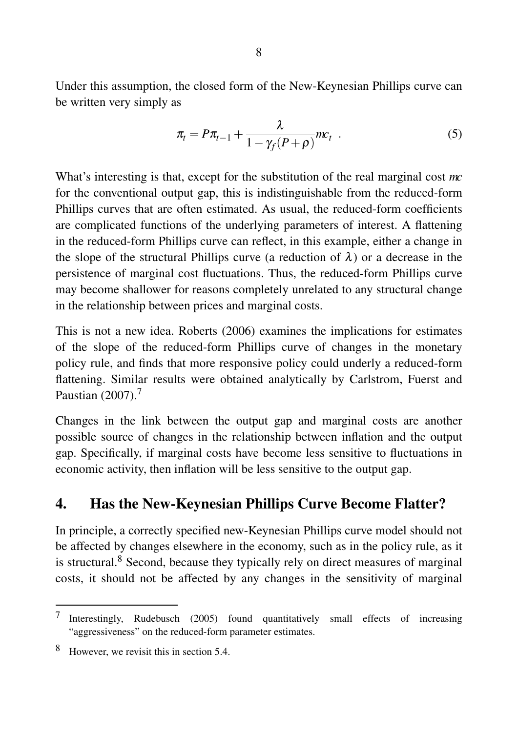Under this assumption, the closed form of the New-Keynesian Phillips curve can be written very simply as

$$\pi_t = P\pi_{t-1} + \frac{\lambda}{1-\gamma_f(P+\rho)} mc_t \ . \tag{5}$$

What's interesting is that, except for the substitution of the real marginal cost $mc$ for the conventional output gap, this is indistinguishable from the reduced-form Phillips curves that are often estimated. As usual, the reduced-form coefficients are complicated functions of the underlying parameters of interest. A flattening in the reduced-form Phillips curve can reflect, in this example, either a change in the slope of the structural Phillips curve (a reduction of $\lambda$) or a decrease in the persistence of marginal cost fluctuations. Thus, the reduced-form Phillips curve may become shallower for reasons completely unrelated to any structural change in the relationship between prices and marginal costs.

This is not a new idea. Roberts (2006) examines the implications for estimates of the slope of the reduced-form Phillips curve of changes in the monetary policy rule, and finds that more responsive policy could underly a reduced-form flattening. Similar results were obtained analytically by Carlstrom, Fuerst and Paustian (2007).[7]

Changes in the link between the output gap and marginal costs are another possible source of changes in the relationship between inflation and the output gap. Specifically, if marginal costs have become less sensitive to fluctuations in economic activity, then inflation will be less sensitive to the output gap.

## 4. Has the New-Keynesian Phillips Curve Become Flatter?

In principle, a correctly specified new-Keynesian Phillips curve model should not be affected by changes elsewhere in the economy, such as in the policy rule, as it is structural.[8] Second, because they typically rely on direct measures of marginal costs, it should not be affected by any changes in the sensitivity of marginal

[7] Interestingly, Rudebusch (2005) found quantitatively small effects of increasing "aggressiveness" on the reduced-form parameter estimates.

[8] However, we revisit this in section 5.4.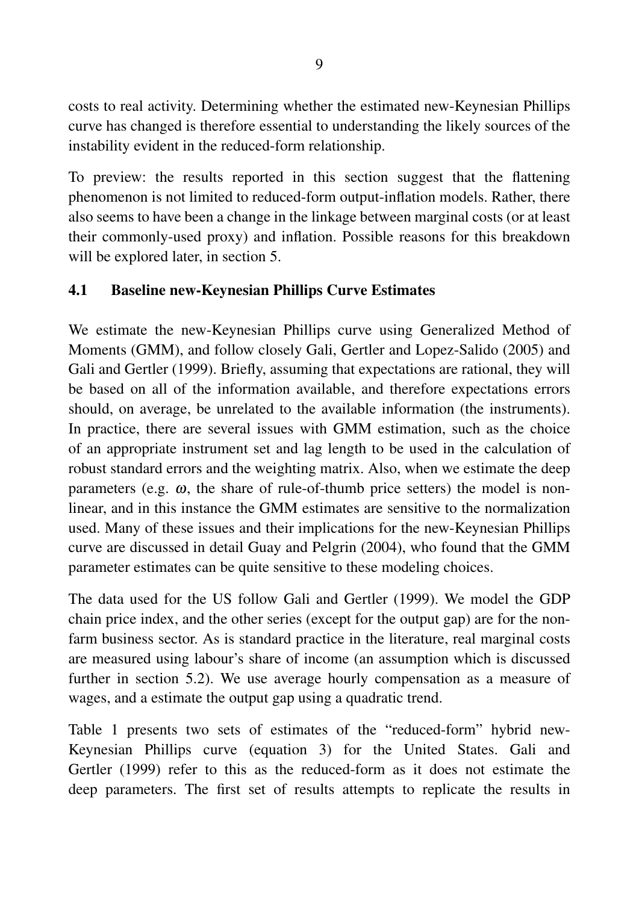costs to real activity. Determining whether the estimated new-Keynesian Phillips curve has changed is therefore essential to understanding the likely sources of the instability evident in the reduced-form relationship.

To preview: the results reported in this section suggest that the flattening phenomenon is not limited to reduced-form output-inflation models. Rather, there also seems to have been a change in the linkage between marginal costs (or at least their commonly-used proxy) and inflation. Possible reasons for this breakdown will be explored later, in section 5.

### 4.1 Baseline new-Keynesian Phillips Curve Estimates

We estimate the new-Keynesian Phillips curve using Generalized Method of Moments (GMM), and follow closely Gali, Gertler and Lopez-Salido (2005) and Gali and Gertler (1999). Briefly, assuming that expectations are rational, they will be based on all of the information available, and therefore expectations errors should, on average, be unrelated to the available information (the instruments). In practice, there are several issues with GMM estimation, such as the choice of an appropriate instrument set and lag length to be used in the calculation of robust standard errors and the weighting matrix. Also, when we estimate the deep parameters (e.g. $\omega$, the share of rule-of-thumb price setters) the model is non-linear, and in this instance the GMM estimates are sensitive to the normalization used. Many of these issues and their implications for the new-Keynesian Phillips curve are discussed in detail Guay and Pelgrin (2004), who found that the GMM parameter estimates can be quite sensitive to these modeling choices.

The data used for the US follow Gali and Gertler (1999). We model the GDP chain price index, and the other series (except for the output gap) are for the non-farm business sector. As is standard practice in the literature, real marginal costs are measured using labour's share of income (an assumption which is discussed further in section 5.2). We use average hourly compensation as a measure of wages, and a estimate the output gap using a quadratic trend.

Table 1 presents two sets of estimates of the "reduced-form" hybrid new-Keynesian Phillips curve (equation 3) for the United States. Gali and Gertler (1999) refer to this as the reduced-form as it does not estimate the deep parameters. The first set of results attempts to replicate the results in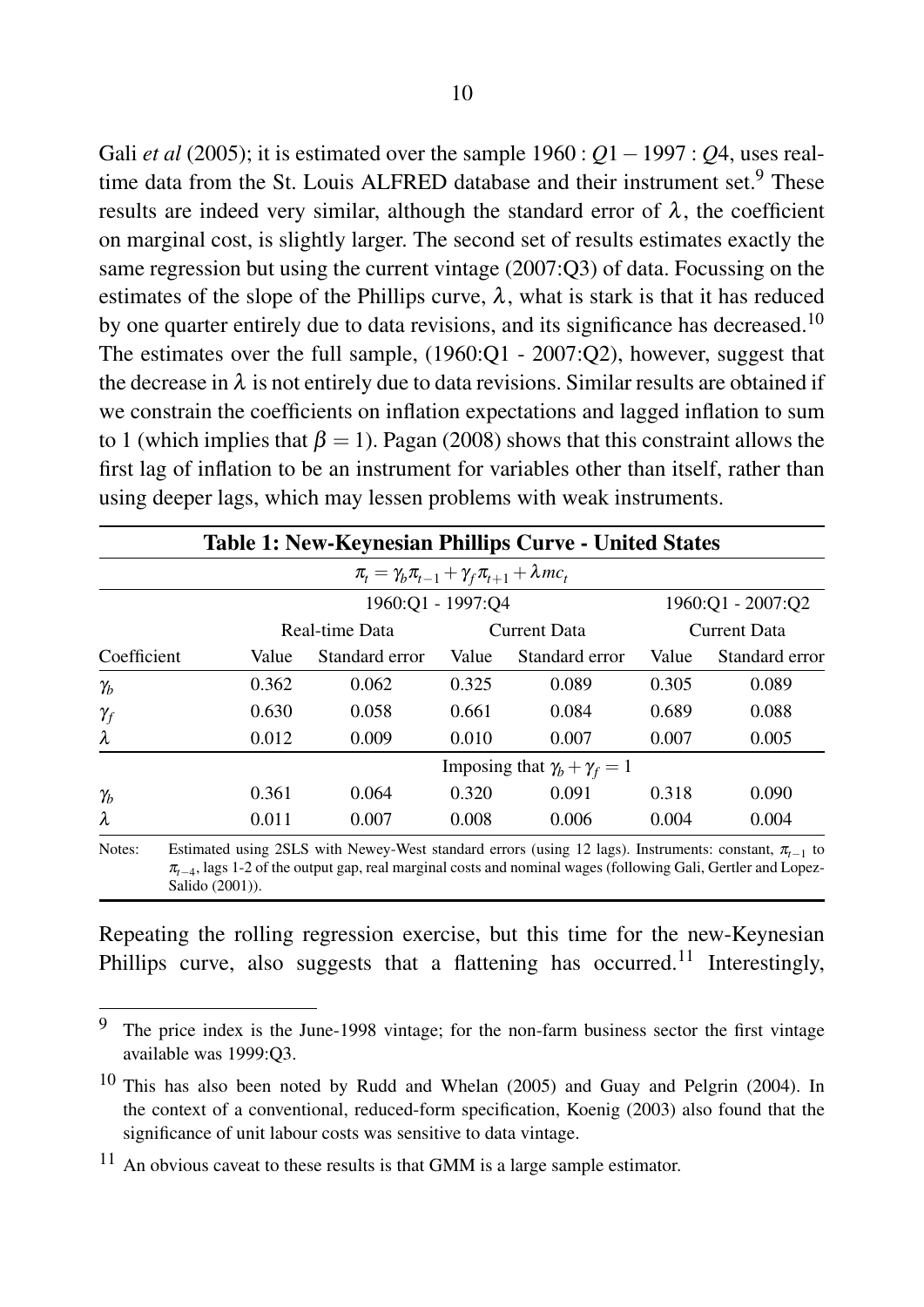Gali *et al* (2005); it is estimated over the sample $1960:Q1-1997:Q4$, uses real-time data from the St. Louis ALFRED database and their instrument set.[9] These results are indeed very similar, although the standard error of $\lambda$, the coefficient on marginal cost, is slightly larger. The second set of results estimates exactly the same regression but using the current vintage (2007:Q3) of data. Focussing on the estimates of the slope of the Phillips curve, $\lambda$, what is stark is that it has reduced by one quarter entirely due to data revisions, and its significance has decreased.[10] The estimates over the full sample, (1960:Q1 - 2007:Q2), however, suggest that the decrease in $\lambda$ is not entirely due to data revisions. Similar results are obtained if we constrain the coefficients on inflation expectations and lagged inflation to sum to 1 (which implies that $\beta = 1$). Pagan (2008) shows that this constraint allows the first lag of inflation to be an instrument for variables other than itself, rather than using deeper lags, which may lessen problems with weak instruments.

**Table 1: New-Keynesian Phillips Curve - United States**

$$\pi_t = \gamma_b \pi_{t-1} + \gamma_f \pi_{t+1} + \lambda mc_t$$

| | 1960:Q1 - 1997:Q4 | | | | 1960:Q1 - 2007:Q2 | |
|---|---|---|---|---|---|---|
| | Real-time Data | | Current Data | | Current Data | |
| Coefficient | Value | Standard error | Value | Standard error | Value | Standard error |
| $\gamma_b$ | 0.362 | 0.062 | 0.325 | 0.089 | 0.305 | 0.089 |
| $\gamma_f$ | 0.630 | 0.058 | 0.661 | 0.084 | 0.689 | 0.088 |
| $\lambda$ | 0.012 | 0.009 | 0.010 | 0.007 | 0.007 | 0.005 |
| | Imposing that $\gamma_b + \gamma_f = 1$ | | | | | |
| $\gamma_b$ | 0.361 | 0.064 | 0.320 | 0.091 | 0.318 | 0.090 |
| $\lambda$ | 0.011 | 0.007 | 0.008 | 0.006 | 0.004 | 0.004 |

Notes: Estimated using 2SLS with Newey-West standard errors (using 12 lags). Instruments: constant, $\pi_{t-1}$ to $\pi_{t-4}$, lags 1-2 of the output gap, real marginal costs and nominal wages (following Gali, Gertler and Lopez-Salido (2001)).

Repeating the rolling regression exercise, but this time for the new-Keynesian Phillips curve, also suggests that a flattening has occurred.[11] Interestingly,

---

[9] The price index is the June-1998 vintage; for the non-farm business sector the first vintage available was 1999:Q3.

[10] This has also been noted by Rudd and Whelan (2005) and Guay and Pelgrin (2004). In the context of a conventional, reduced-form specification, Koenig (2003) also found that the significance of unit labour costs was sensitive to data vintage.

[11] An obvious caveat to these results is that GMM is a large sample estimator.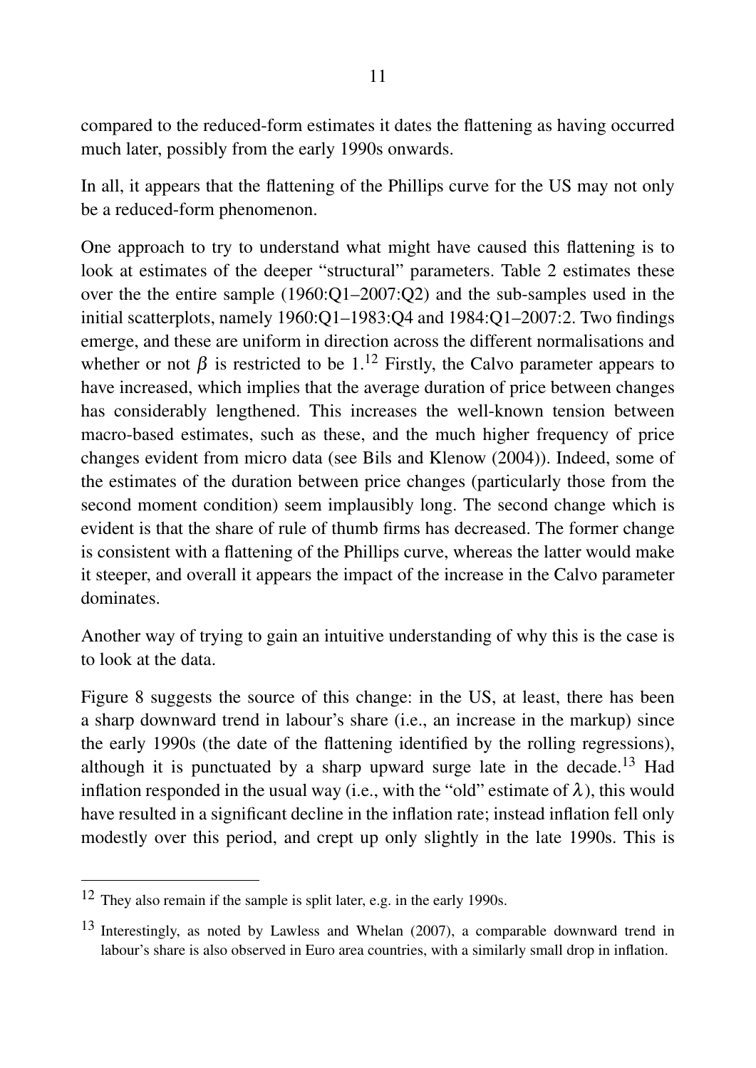compared to the reduced-form estimates it dates the flattening as having occurred much later, possibly from the early 1990s onwards.

In all, it appears that the flattening of the Phillips curve for the US may not only be a reduced-form phenomenon.

One approach to try to understand what might have caused this flattening is to look at estimates of the deeper "structural" parameters. Table 2 estimates these over the the entire sample (1960:Q1–2007:Q2) and the sub-samples used in the initial scatterplots, namely 1960:Q1–1983:Q4 and 1984:Q1–2007:2. Two findings emerge, and these are uniform in direction across the different normalisations and whether or not $\beta$ is restricted to be 1.[12] Firstly, the Calvo parameter appears to have increased, which implies that the average duration of price between changes has considerably lengthened. This increases the well-known tension between macro-based estimates, such as these, and the much higher frequency of price changes evident from micro data (see Bils and Klenow (2004)). Indeed, some of the estimates of the duration between price changes (particularly those from the second moment condition) seem implausibly long. The second change which is evident is that the share of rule of thumb firms has decreased. The former change is consistent with a flattening of the Phillips curve, whereas the latter would make it steeper, and overall it appears the impact of the increase in the Calvo parameter dominates.

Another way of trying to gain an intuitive understanding of why this is the case is to look at the data.

Figure 8 suggests the source of this change: in the US, at least, there has been a sharp downward trend in labour's share (i.e., an increase in the markup) since the early 1990s (the date of the flattening identified by the rolling regressions), although it is punctuated by a sharp upward surge late in the decade.[13] Had inflation responded in the usual way (i.e., with the "old" estimate of $\lambda$), this would have resulted in a significant decline in the inflation rate; instead inflation fell only modestly over this period, and crept up only slightly in the late 1990s. This is

---

[12] They also remain if the sample is split later, e.g. in the early 1990s.

[13] Interestingly, as noted by Lawless and Whelan (2007), a comparable downward trend in labour's share is also observed in Euro area countries, with a similarly small drop in inflation.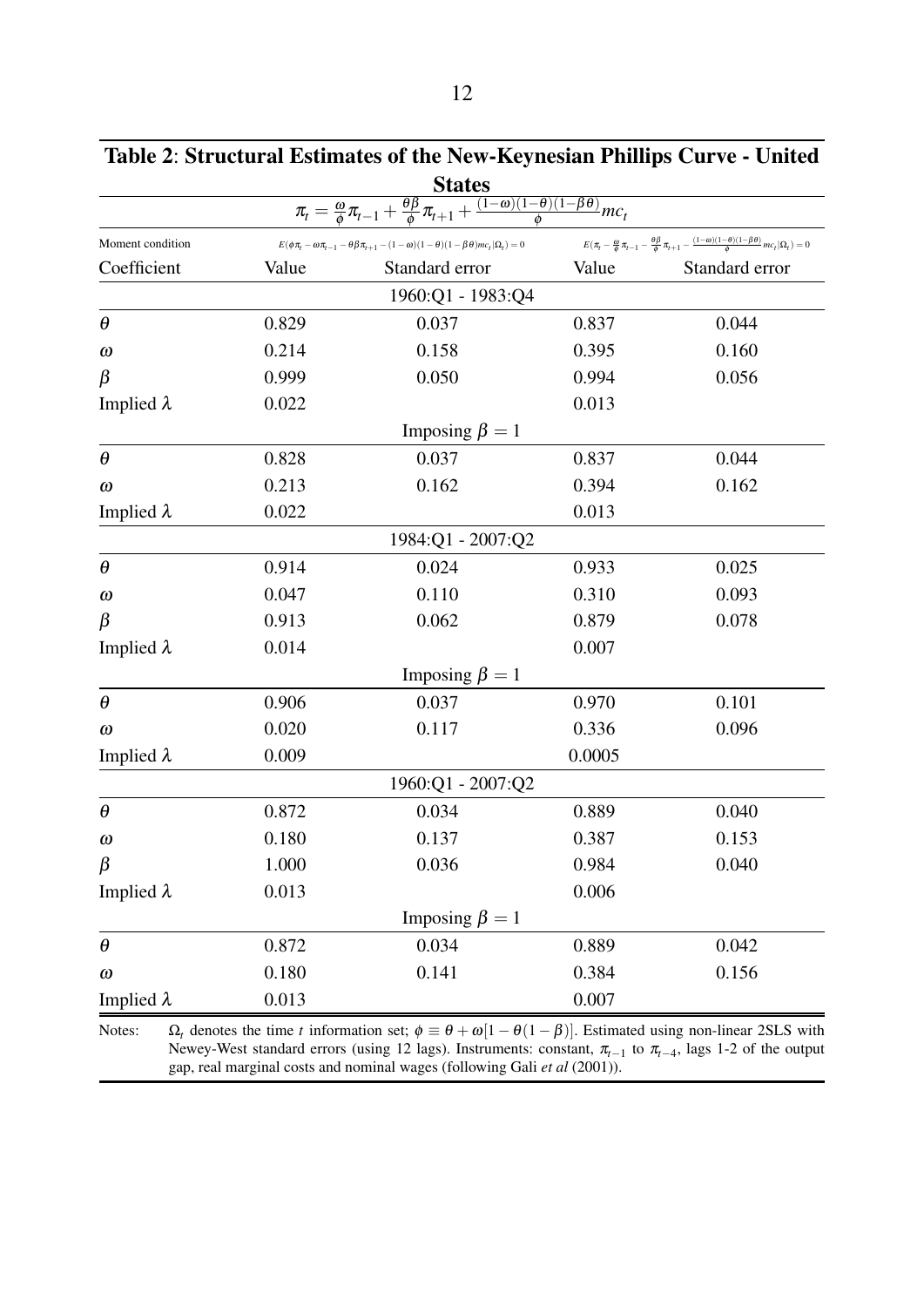**Table 2**: **Structural Estimates of the New-Keynesian Phillips Curve - United States**

$$\pi_t = \frac{\omega}{\phi}\pi_{t-1} + \frac{\theta\beta}{\phi}\pi_{t+1} + \frac{(1-\omega)(1-\theta)(1-\beta\theta)}{\phi}mc_t$$

| Moment condition | $E(\phi\pi_t - \omega\pi_{t-1} - \theta\beta\pi_{t+1} - (1-\omega)(1-\theta)(1-\beta\theta)mc_t \vert \Omega_t) = 0$ | | $E(\pi_t - \frac{\omega}{\phi}\pi_{t-1} - \frac{\theta\beta}{\phi}\pi_{t+1} - \frac{(1-\omega)(1-\theta)(1-\beta\theta)}{\phi}mc_t \vert \Omega_t) = 0$ | |
|---|---|---|---|---|
| Coefficient | Value | Standard error | Value | Standard error |
| | | 1960:Q1 - 1983:Q4 | | |
| $\theta$ | 0.829 | 0.037 | 0.837 | 0.044 |
| $\omega$ | 0.214 | 0.158 | 0.395 | 0.160 |
| $\beta$ | 0.999 | 0.050 | 0.994 | 0.056 |
| Implied $\lambda$ | 0.022 | | 0.013 | |
| | | Imposing $\beta = 1$ | | |
| $\theta$ | 0.828 | 0.037 | 0.837 | 0.044 |
| $\omega$ | 0.213 | 0.162 | 0.394 | 0.162 |
| Implied $\lambda$ | 0.022 | | 0.013 | |
| | | 1984:Q1 - 2007:Q2 | | |
| $\theta$ | 0.914 | 0.024 | 0.933 | 0.025 |
| $\omega$ | 0.047 | 0.110 | 0.310 | 0.093 |
| $\beta$ | 0.913 | 0.062 | 0.879 | 0.078 |
| Implied $\lambda$ | 0.014 | | 0.007 | |
| | | Imposing $\beta = 1$ | | |
| $\theta$ | 0.906 | 0.037 | 0.970 | 0.101 |
| $\omega$ | 0.020 | 0.117 | 0.336 | 0.096 |
| Implied $\lambda$ | 0.009 | | 0.0005 | |
| | | 1960:Q1 - 2007:Q2 | | |
| $\theta$ | 0.872 | 0.034 | 0.889 | 0.040 |
| $\omega$ | 0.180 | 0.137 | 0.387 | 0.153 |
| $\beta$ | 1.000 | 0.036 | 0.984 | 0.040 |
| Implied $\lambda$ | 0.013 | | 0.006 | |
| | | Imposing $\beta = 1$ | | |
| $\theta$ | 0.872 | 0.034 | 0.889 | 0.042 |
| $\omega$ | 0.180 | 0.141 | 0.384 | 0.156 |
| Implied $\lambda$ | 0.013 | | 0.007 | |

Notes: $\Omega_t$ denotes the time $t$ information set; $\phi \equiv \theta + \omega[1 - \theta(1-\beta)]$. Estimated using non-linear 2SLS with Newey-West standard errors (using 12 lags). Instruments: constant, $\pi_{t-1}$ to $\pi_{t-4}$, lags 1-2 of the output gap, real marginal costs and nominal wages (following Gali *et al* (2001)).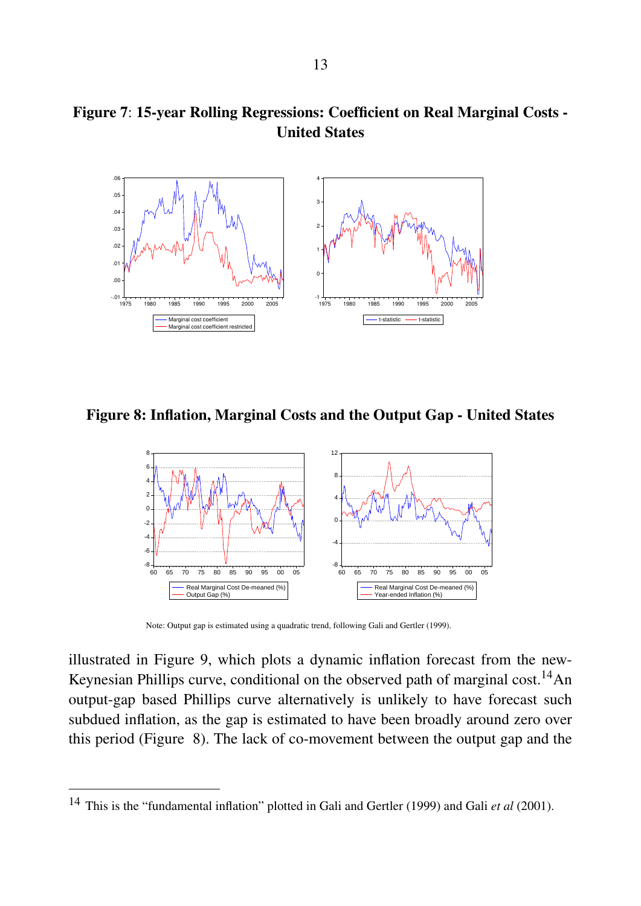**Figure 7**: **15-year Rolling Regressions: Coefficient on Real Marginal Costs - United States**

**Figure 8: Inflation, Marginal Costs and the Output Gap - United States**

Note: Output gap is estimated using a quadratic trend, following Gali and Gertler (1999).

illustrated in Figure 9, which plots a dynamic inflation forecast from the new-Keynesian Phillips curve, conditional on the observed path of marginal cost.[14] An output-gap based Phillips curve alternatively is unlikely to have forecast such subdued inflation, as the gap is estimated to have been broadly around zero over this period (Figure 8). The lack of co-movement between the output gap and the

[14] This is the "fundamental inflation" plotted in Gali and Gertler (1999) and Gali *et al* (2001).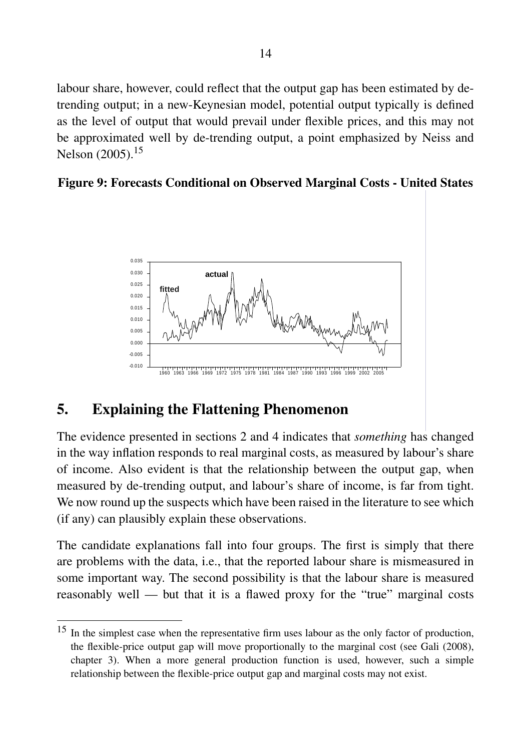labour share, however, could reflect that the output gap has been estimated by de-trending output; in a new-Keynesian model, potential output typically is defined as the level of output that would prevail under flexible prices, and this may not be approximated well by de-trending output, a point emphasized by Neiss and Nelson (2005).[15]

**Figure 9: Forecasts Conditional on Observed Marginal Costs - United States**

## 5. Explaining the Flattening Phenomenon

The evidence presented in sections 2 and 4 indicates that *something* has changed in the way inflation responds to real marginal costs, as measured by labour's share of income. Also evident is that the relationship between the output gap, when measured by de-trending output, and labour's share of income, is far from tight. We now round up the suspects which have been raised in the literature to see which (if any) can plausibly explain these observations.

The candidate explanations fall into four groups. The first is simply that there are problems with the data, i.e., that the reported labour share is mismeasured in some important way. The second possibility is that the labour share is measured reasonably well — but that it is a flawed proxy for the "true" marginal costs

---

[15] In the simplest case when the representative firm uses labour as the only factor of production, the flexible-price output gap will move proportionally to the marginal cost (see Gali (2008), chapter 3). When a more general production function is used, however, such a simple relationship between the flexible-price output gap and marginal costs may not exist.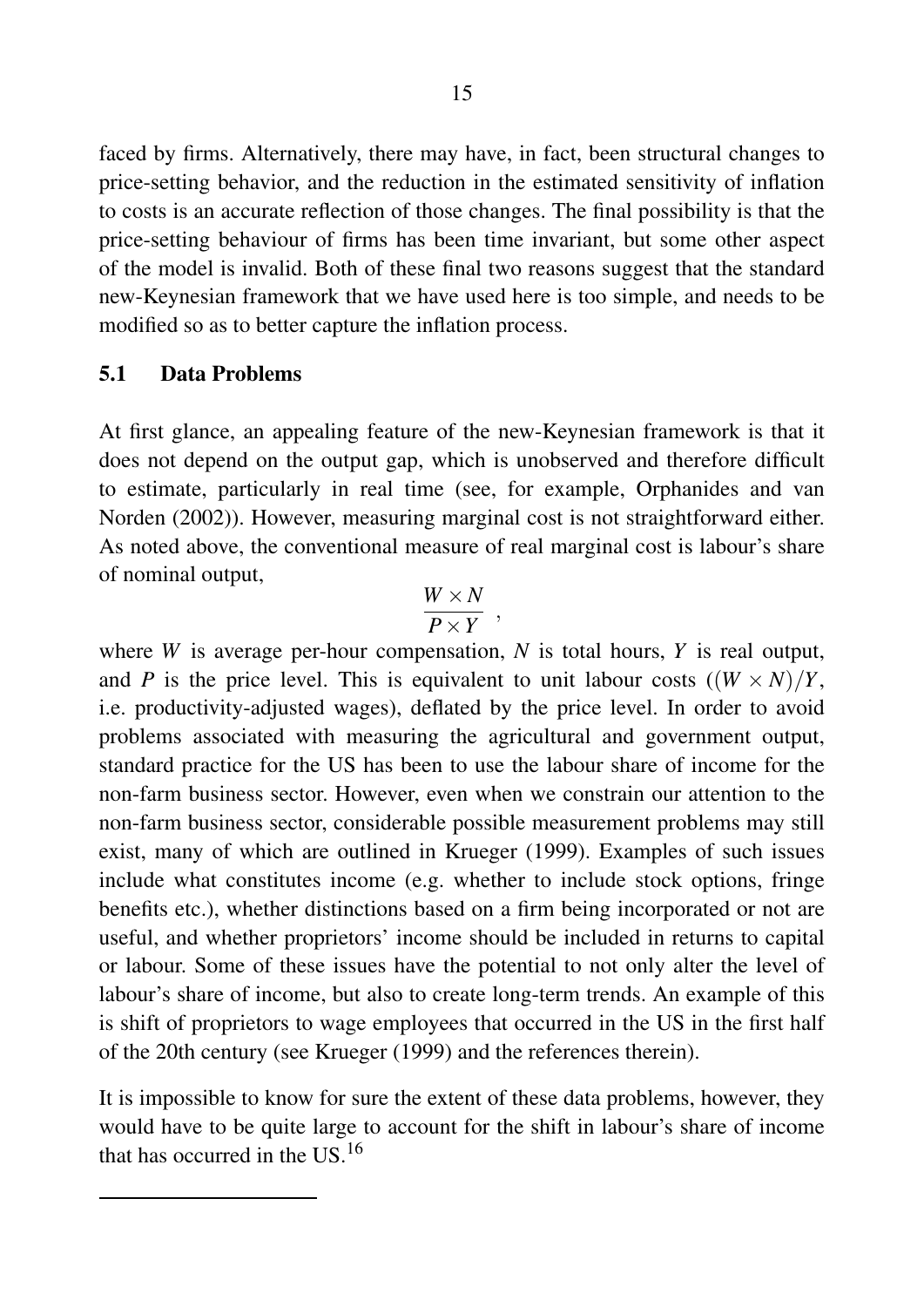faced by firms. Alternatively, there may have, in fact, been structural changes to price-setting behavior, and the reduction in the estimated sensitivity of inflation to costs is an accurate reflection of those changes. The final possibility is that the price-setting behaviour of firms has been time invariant, but some other aspect of the model is invalid. Both of these final two reasons suggest that the standard new-Keynesian framework that we have used here is too simple, and needs to be modified so as to better capture the inflation process.

### 5.1 Data Problems

At first glance, an appealing feature of the new-Keynesian framework is that it does not depend on the output gap, which is unobserved and therefore difficult to estimate, particularly in real time (see, for example, Orphanides and van Norden (2002)). However, measuring marginal cost is not straightforward either. As noted above, the conventional measure of real marginal cost is labour's share of nominal output,

$$\frac{W \times N}{P \times Y} \ ,$$

where $W$ is average per-hour compensation, $N$ is total hours, $Y$ is real output, and $P$ is the price level. This is equivalent to unit labour costs ($(W \times N)/Y$, i.e. productivity-adjusted wages), deflated by the price level. In order to avoid problems associated with measuring the agricultural and government output, standard practice for the US has been to use the labour share of income for the non-farm business sector. However, even when we constrain our attention to the non-farm business sector, considerable possible measurement problems may still exist, many of which are outlined in Krueger (1999). Examples of such issues include what constitutes income (e.g. whether to include stock options, fringe benefits etc.), whether distinctions based on a firm being incorporated or not are useful, and whether proprietors' income should be included in returns to capital or labour. Some of these issues have the potential to not only alter the level of labour's share of income, but also to create long-term trends. An example of this is shift of proprietors to wage employees that occurred in the US in the first half of the 20th century (see Krueger (1999) and the references therein).

It is impossible to know for sure the extent of these data problems, however, they would have to be quite large to account for the shift in labour's share of income that has occurred in the US.[16]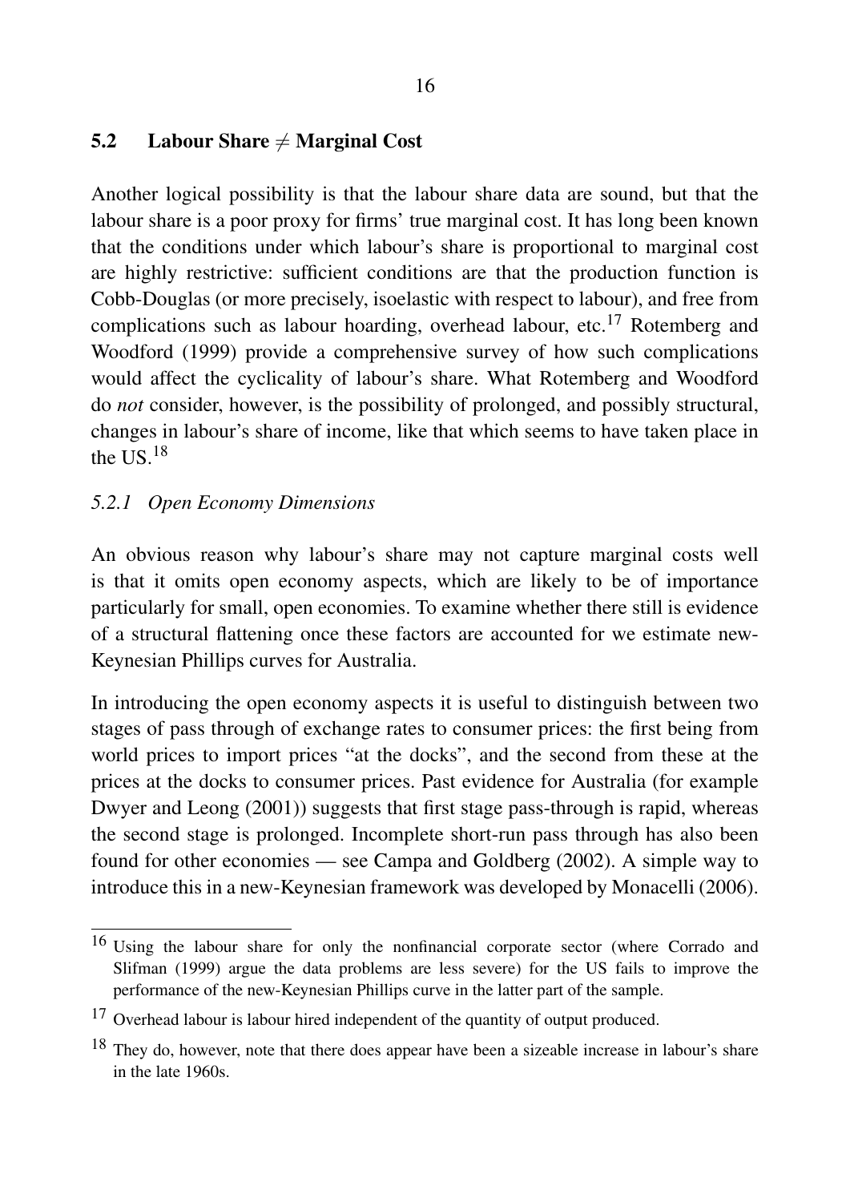## 5.2 Labour Share $\neq$ Marginal Cost

Another logical possibility is that the labour share data are sound, but that the labour share is a poor proxy for firms' true marginal cost. It has long been known that the conditions under which labour's share is proportional to marginal cost are highly restrictive: sufficient conditions are that the production function is Cobb-Douglas (or more precisely, isoelastic with respect to labour), and free from complications such as labour hoarding, overhead labour, etc.[17] Rotemberg and Woodford (1999) provide a comprehensive survey of how such complications would affect the cyclicality of labour's share. What Rotemberg and Woodford do *not* consider, however, is the possibility of prolonged, and possibly structural, changes in labour's share of income, like that which seems to have taken place in the US.[18]

### *5.2.1 Open Economy Dimensions*

An obvious reason why labour's share may not capture marginal costs well is that it omits open economy aspects, which are likely to be of importance particularly for small, open economies. To examine whether there still is evidence of a structural flattening once these factors are accounted for we estimate new-Keynesian Phillips curves for Australia.

In introducing the open economy aspects it is useful to distinguish between two stages of pass through of exchange rates to consumer prices: the first being from world prices to import prices "at the docks", and the second from these at the prices at the docks to consumer prices. Past evidence for Australia (for example Dwyer and Leong (2001)) suggests that first stage pass-through is rapid, whereas the second stage is prolonged. Incomplete short-run pass through has also been found for other economies — see Campa and Goldberg (2002). A simple way to introduce this in a new-Keynesian framework was developed by Monacelli (2006).

---

[16] Using the labour share for only the nonfinancial corporate sector (where Corrado and Slifman (1999) argue the data problems are less severe) for the US fails to improve the performance of the new-Keynesian Phillips curve in the latter part of the sample.

[17] Overhead labour is labour hired independent of the quantity of output produced.

[18] They do, however, note that there does appear have been a sizeable increase in labour's share in the late 1960s.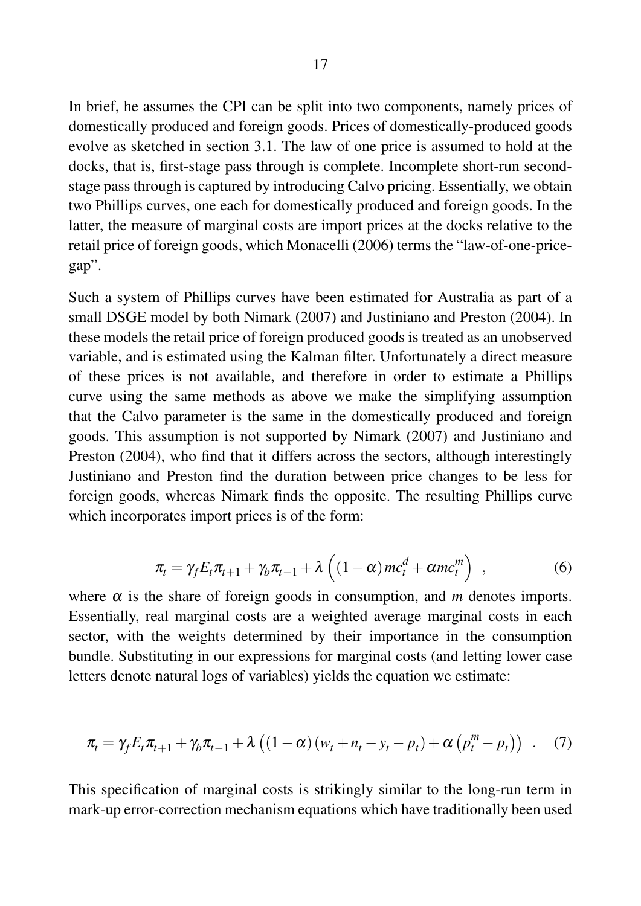In brief, he assumes the CPI can be split into two components, namely prices of domestically produced and foreign goods. Prices of domestically-produced goods evolve as sketched in section 3.1. The law of one price is assumed to hold at the docks, that is, first-stage pass through is complete. Incomplete short-run second-stage pass through is captured by introducing Calvo pricing. Essentially, we obtain two Phillips curves, one each for domestically produced and foreign goods. In the latter, the measure of marginal costs are import prices at the docks relative to the retail price of foreign goods, which Monacelli (2006) terms the "law-of-one-price-gap".

Such a system of Phillips curves have been estimated for Australia as part of a small DSGE model by both Nimark (2007) and Justiniano and Preston (2004). In these models the retail price of foreign produced goods is treated as an unobserved variable, and is estimated using the Kalman filter. Unfortunately a direct measure of these prices is not available, and therefore in order to estimate a Phillips curve using the same methods as above we make the simplifying assumption that the Calvo parameter is the same in the domestically produced and foreign goods. This assumption is not supported by Nimark (2007) and Justiniano and Preston (2004), who find that it differs across the sectors, although interestingly Justiniano and Preston find the duration between price changes to be less for foreign goods, whereas Nimark finds the opposite. The resulting Phillips curve which incorporates import prices is of the form:

$$\pi_t = \gamma_f E_t \pi_{t+1} + \gamma_b \pi_{t-1} + \lambda \left( (1-\alpha) mc_t^d + \alpha mc_t^m \right) \ , \tag{6}$$

where $\alpha$ is the share of foreign goods in consumption, and $m$ denotes imports. Essentially, real marginal costs are a weighted average marginal costs in each sector, with the weights determined by their importance in the consumption bundle. Substituting in our expressions for marginal costs (and letting lower case letters denote natural logs of variables) yields the equation we estimate:

$$\pi_t = \gamma_f E_t \pi_{t+1} + \gamma_b \pi_{t-1} + \lambda \left( (1-\alpha)(w_t + n_t - y_t - p_t) + \alpha \left( p_t^m - p_t \right) \right) \ . \tag{7}$$

This specification of marginal costs is strikingly similar to the long-run term in mark-up error-correction mechanism equations which have traditionally been used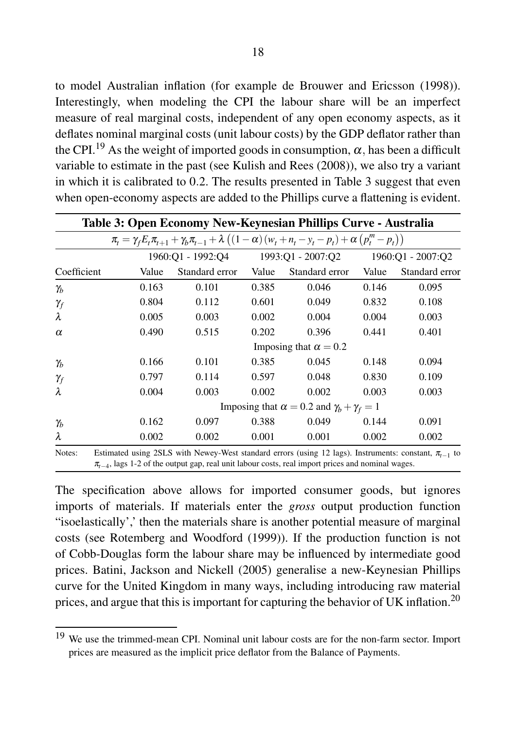to model Australian inflation (for example de Brouwer and Ericsson (1998)). Interestingly, when modeling the CPI the labour share will be an imperfect measure of real marginal costs, independent of any open economy aspects, as it deflates nominal marginal costs (unit labour costs) by the GDP deflator rather than the CPI.[19] As the weight of imported goods in consumption, $\alpha$, has been a difficult variable to estimate in the past (see Kulish and Rees (2008)), we also try a variant in which it is calibrated to 0.2. The results presented in Table 3 suggest that even when open-economy aspects are added to the Phillips curve a flattening is evident.

**Table 3: Open Economy New-Keynesian Phillips Curve - Australia**

$$\pi_t = \gamma_f E_t \pi_{t+1} + \gamma_b \pi_{t-1} + \lambda \left( (1-\alpha)(w_t + n_t - y_t - p_t) + \alpha \left( p_t^m - p_t \right) \right)$$

| | 1960:Q1 - 1992:Q4 | | 1993:Q1 - 2007:Q2 | | 1960:Q1 - 2007:Q2 | |
|---|---|---|---|---|---|---|
| Coefficient | Value | Standard error | Value | Standard error | Value | Standard error |
| $\gamma_b$ | 0.163 | 0.101 | 0.385 | 0.046 | 0.146 | 0.095 |
| $\gamma_f$ | 0.804 | 0.112 | 0.601 | 0.049 | 0.832 | 0.108 |
| $\lambda$ | 0.005 | 0.003 | 0.002 | 0.004 | 0.004 | 0.003 |
| $\alpha$ | 0.490 | 0.515 | 0.202 | 0.396 | 0.441 | 0.401 |
| | | | Imposing that $\alpha = 0.2$ | | | |
| $\gamma_b$ | 0.166 | 0.101 | 0.385 | 0.045 | 0.148 | 0.094 |
| $\gamma_f$ | 0.797 | 0.114 | 0.597 | 0.048 | 0.830 | 0.109 |
| $\lambda$ | 0.004 | 0.003 | 0.002 | 0.002 | 0.003 | 0.003 |
| | | | Imposing that $\alpha = 0.2$ and $\gamma_b + \gamma_f = 1$ | | | |
| $\gamma_b$ | 0.162 | 0.097 | 0.388 | 0.049 | 0.144 | 0.091 |
| $\lambda$ | 0.002 | 0.002 | 0.001 | 0.001 | 0.002 | 0.002 |

Notes: Estimated using 2SLS with Newey-West standard errors (using 12 lags). Instruments: constant, $\pi_{t-1}$ to $\pi_{t-4}$, lags 1-2 of the output gap, real unit labour costs, real import prices and nominal wages.

The specification above allows for imported consumer goods, but ignores imports of materials. If materials enter the *gross* output production function "isoelastically',' then the materials share is another potential measure of marginal costs (see Rotemberg and Woodford (1999)). If the production function is not of Cobb-Douglas form the labour share may be influenced by intermediate good prices. Batini, Jackson and Nickell (2005) generalise a new-Keynesian Phillips curve for the United Kingdom in many ways, including introducing raw material prices, and argue that this is important for capturing the behavior of UK inflation.[20]

[19] We use the trimmed-mean CPI. Nominal unit labour costs are for the non-farm sector. Import prices are measured as the implicit price deflator from the Balance of Payments.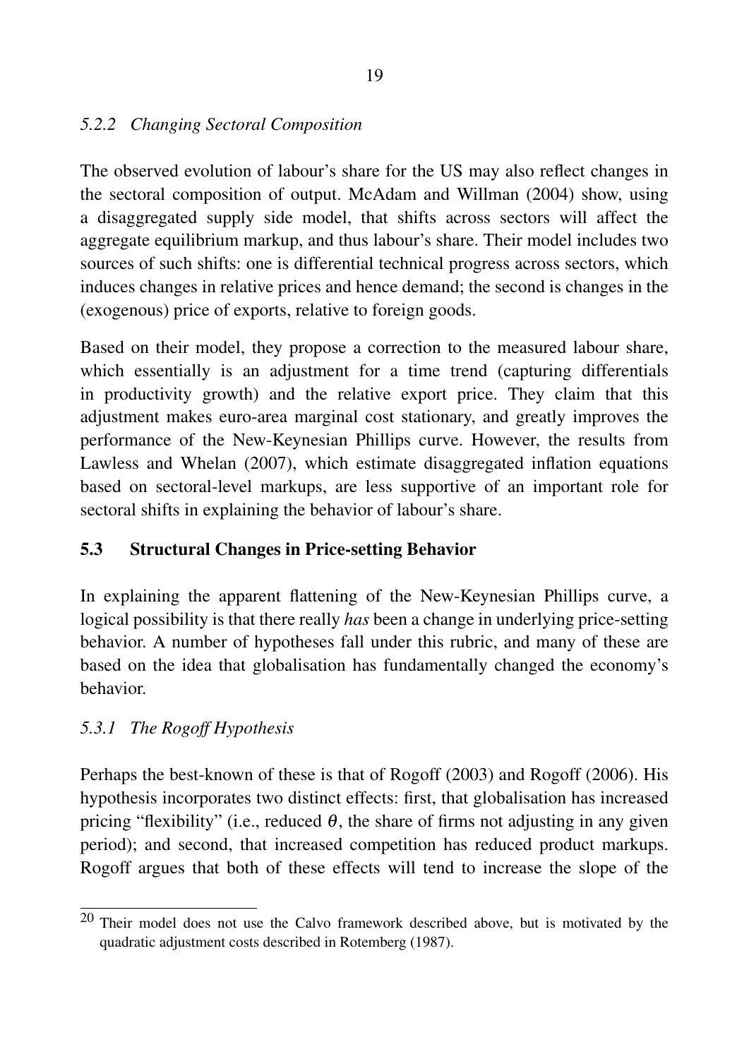### *5.2.2 Changing Sectoral Composition*

The observed evolution of labour's share for the US may also reflect changes in the sectoral composition of output. McAdam and Willman (2004) show, using a disaggregated supply side model, that shifts across sectors will affect the aggregate equilibrium markup, and thus labour's share. Their model includes two sources of such shifts: one is differential technical progress across sectors, which induces changes in relative prices and hence demand; the second is changes in the (exogenous) price of exports, relative to foreign goods.

Based on their model, they propose a correction to the measured labour share, which essentially is an adjustment for a time trend (capturing differentials in productivity growth) and the relative export price. They claim that this adjustment makes euro-area marginal cost stationary, and greatly improves the performance of the New-Keynesian Phillips curve. However, the results from Lawless and Whelan (2007), which estimate disaggregated inflation equations based on sectoral-level markups, are less supportive of an important role for sectoral shifts in explaining the behavior of labour's share.

## 5.3 Structural Changes in Price-setting Behavior

In explaining the apparent flattening of the New-Keynesian Phillips curve, a logical possibility is that there really *has* been a change in underlying price-setting behavior. A number of hypotheses fall under this rubric, and many of these are based on the idea that globalisation has fundamentally changed the economy's behavior.

### *5.3.1 The Rogoff Hypothesis*

Perhaps the best-known of these is that of Rogoff (2003) and Rogoff (2006). His hypothesis incorporates two distinct effects: first, that globalisation has increased pricing "flexibility" (i.e., reduced $\theta$, the share of firms not adjusting in any given period); and second, that increased competition has reduced product markups. Rogoff argues that both of these effects will tend to increase the slope of the

---

[20] Their model does not use the Calvo framework described above, but is motivated by the quadratic adjustment costs described in Rotemberg (1987).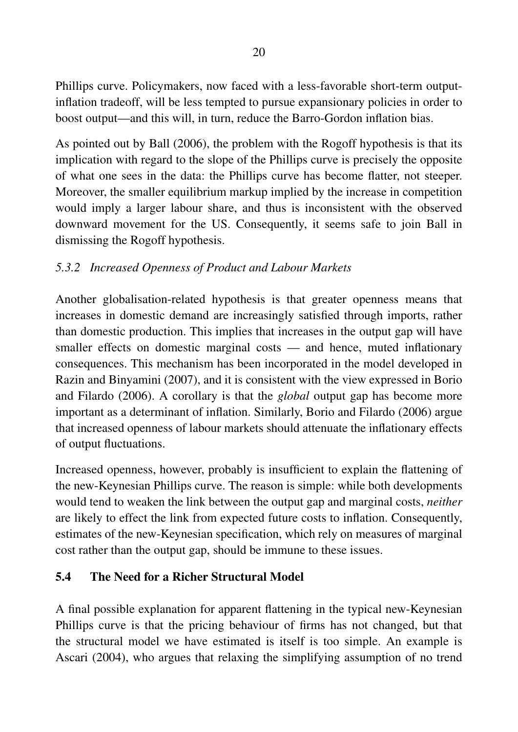Phillips curve. Policymakers, now faced with a less-favorable short-term output-inflation tradeoff, will be less tempted to pursue expansionary policies in order to boost output—and this will, in turn, reduce the Barro-Gordon inflation bias.

As pointed out by Ball (2006), the problem with the Rogoff hypothesis is that its implication with regard to the slope of the Phillips curve is precisely the opposite of what one sees in the data: the Phillips curve has become flatter, not steeper. Moreover, the smaller equilibrium markup implied by the increase in competition would imply a larger labour share, and thus is inconsistent with the observed downward movement for the US. Consequently, it seems safe to join Ball in dismissing the Rogoff hypothesis.

### *5.3.2 Increased Openness of Product and Labour Markets*

Another globalisation-related hypothesis is that greater openness means that increases in domestic demand are increasingly satisfied through imports, rather than domestic production. This implies that increases in the output gap will have smaller effects on domestic marginal costs — and hence, muted inflationary consequences. This mechanism has been incorporated in the model developed in Razin and Binyamini (2007), and it is consistent with the view expressed in Borio and Filardo (2006). A corollary is that the *global* output gap has become more important as a determinant of inflation. Similarly, Borio and Filardo (2006) argue that increased openness of labour markets should attenuate the inflationary effects of output fluctuations.

Increased openness, however, probably is insufficient to explain the flattening of the new-Keynesian Phillips curve. The reason is simple: while both developments would tend to weaken the link between the output gap and marginal costs, *neither* are likely to effect the link from expected future costs to inflation. Consequently, estimates of the new-Keynesian specification, which rely on measures of marginal cost rather than the output gap, should be immune to these issues.

## 5.4 The Need for a Richer Structural Model

A final possible explanation for apparent flattening in the typical new-Keynesian Phillips curve is that the pricing behaviour of firms has not changed, but that the structural model we have estimated is itself is too simple. An example is Ascari (2004), who argues that relaxing the simplifying assumption of no trend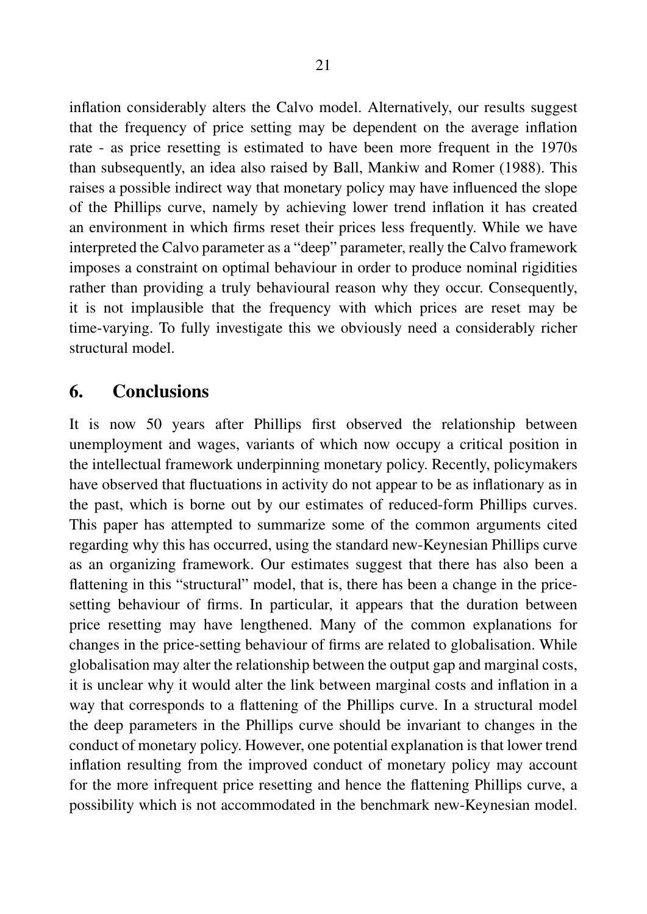inflation considerably alters the Calvo model. Alternatively, our results suggest that the frequency of price setting may be dependent on the average inflation rate - as price resetting is estimated to have been more frequent in the 1970s than subsequently, an idea also raised by Ball, Mankiw and Romer (1988). This raises a possible indirect way that monetary policy may have influenced the slope of the Phillips curve, namely by achieving lower trend inflation it has created an environment in which firms reset their prices less frequently. While we have interpreted the Calvo parameter as a "deep" parameter, really the Calvo framework imposes a constraint on optimal behaviour in order to produce nominal rigidities rather than providing a truly behavioural reason why they occur. Consequently, it is not implausible that the frequency with which prices are reset may be time-varying. To fully investigate this we obviously need a considerably richer structural model.

## 6. Conclusions

It is now 50 years after Phillips first observed the relationship between unemployment and wages, variants of which now occupy a critical position in the intellectual framework underpinning monetary policy. Recently, policymakers have observed that fluctuations in activity do not appear to be as inflationary as in the past, which is borne out by our estimates of reduced-form Phillips curves. This paper has attempted to summarize some of the common arguments cited regarding why this has occurred, using the standard new-Keynesian Phillips curve as an organizing framework. Our estimates suggest that there has also been a flattening in this "structural" model, that is, there has been a change in the price-setting behaviour of firms. In particular, it appears that the duration between price resetting may have lengthened. Many of the common explanations for changes in the price-setting behaviour of firms are related to globalisation. While globalisation may alter the relationship between the output gap and marginal costs, it is unclear why it would alter the link between marginal costs and inflation in a way that corresponds to a flattening of the Phillips curve. In a structural model the deep parameters in the Phillips curve should be invariant to changes in the conduct of monetary policy. However, one potential explanation is that lower trend inflation resulting from the improved conduct of monetary policy may account for the more infrequent price resetting and hence the flattening Phillips curve, a possibility which is not accommodated in the benchmark new-Keynesian model.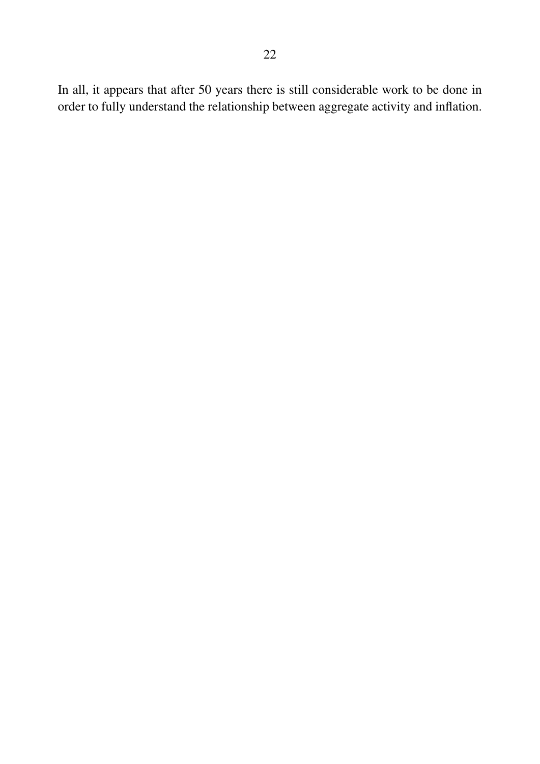In all, it appears that after 50 years there is still considerable work to be done in order to fully understand the relationship between aggregate activity and inflation.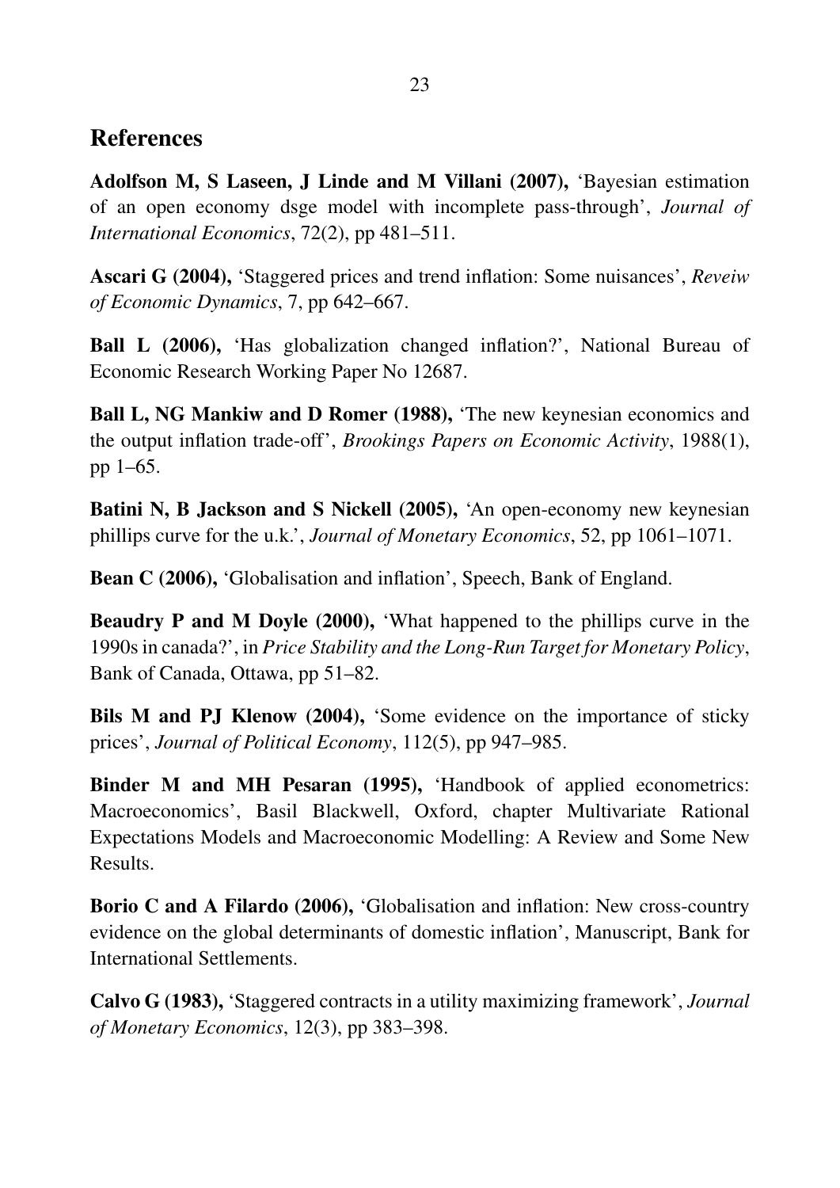## References

**Adolfson M, S Laseen, J Linde and M Villani (2007),** 'Bayesian estimation of an open economy dsge model with incomplete pass-through', *Journal of International Economics*, 72(2), pp 481–511.

**Ascari G (2004),** 'Staggered prices and trend inflation: Some nuisances', *Reveiw of Economic Dynamics*, 7, pp 642–667.

**Ball L (2006),** 'Has globalization changed inflation?', National Bureau of Economic Research Working Paper No 12687.

**Ball L, NG Mankiw and D Romer (1988),** 'The new keynesian economics and the output inflation trade-off', *Brookings Papers on Economic Activity*, 1988(1), pp 1–65.

**Batini N, B Jackson and S Nickell (2005),** 'An open-economy new keynesian phillips curve for the u.k.', *Journal of Monetary Economics*, 52, pp 1061–1071.

**Bean C (2006),** 'Globalisation and inflation', Speech, Bank of England.

**Beaudry P and M Doyle (2000),** 'What happened to the phillips curve in the 1990s in canada?', in *Price Stability and the Long-Run Target for Monetary Policy*, Bank of Canada, Ottawa, pp 51–82.

**Bils M and PJ Klenow (2004),** 'Some evidence on the importance of sticky prices', *Journal of Political Economy*, 112(5), pp 947–985.

**Binder M and MH Pesaran (1995),** 'Handbook of applied econometrics: Macroeconomics', Basil Blackwell, Oxford, chapter Multivariate Rational Expectations Models and Macroeconomic Modelling: A Review and Some New Results.

**Borio C and A Filardo (2006),** 'Globalisation and inflation: New cross-country evidence on the global determinants of domestic inflation', Manuscript, Bank for International Settlements.

**Calvo G (1983),** 'Staggered contracts in a utility maximizing framework', *Journal of Monetary Economics*, 12(3), pp 383–398.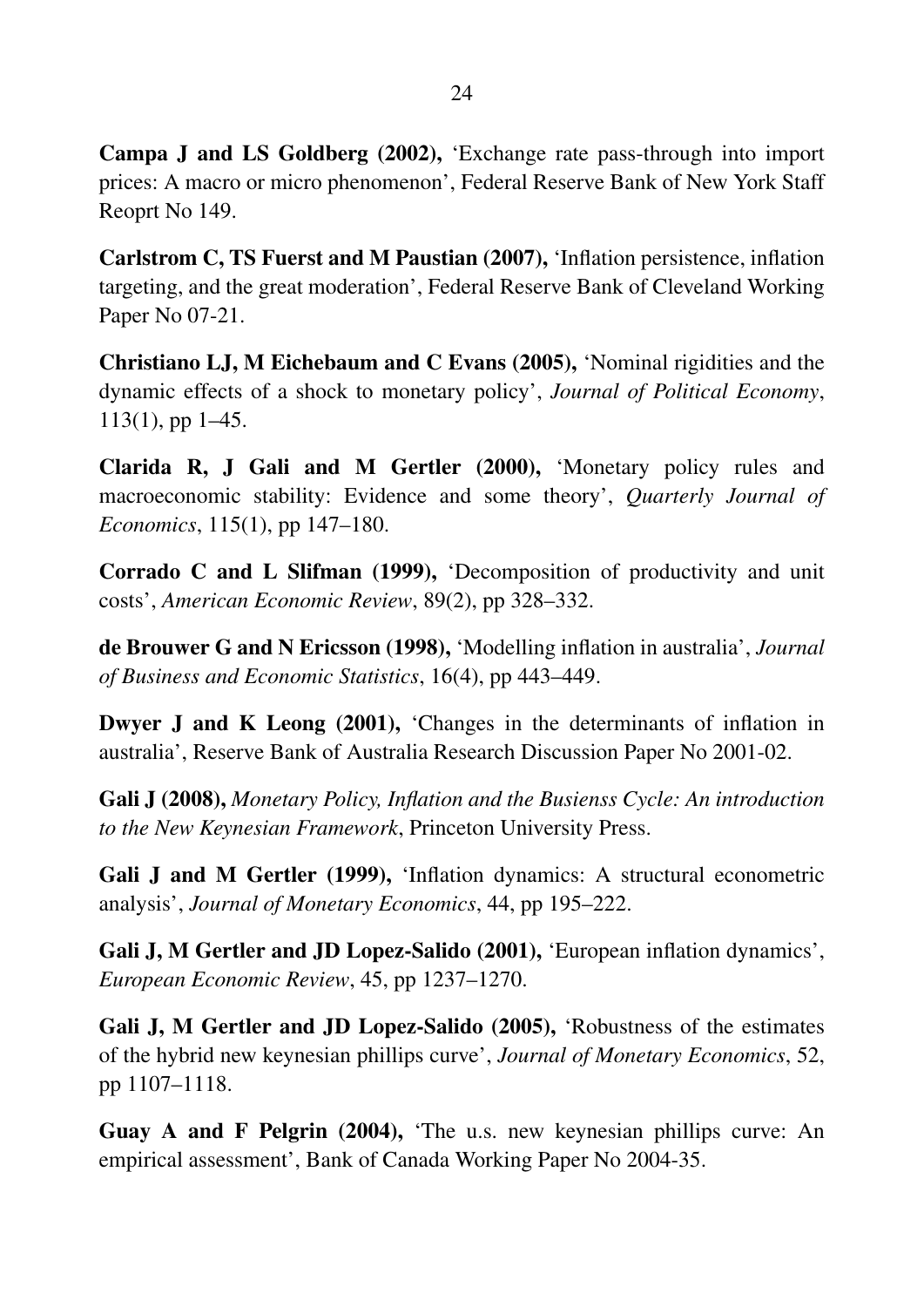**Campa J and LS Goldberg (2002),** 'Exchange rate pass-through into import prices: A macro or micro phenomenon', Federal Reserve Bank of New York Staff Reoprt No 149.

**Carlstrom C, TS Fuerst and M Paustian (2007),** 'Inflation persistence, inflation targeting, and the great moderation', Federal Reserve Bank of Cleveland Working Paper No 07-21.

**Christiano LJ, M Eichebaum and C Evans (2005),** 'Nominal rigidities and the dynamic effects of a shock to monetary policy', *Journal of Political Economy*, 113(1), pp 1–45.

**Clarida R, J Gali and M Gertler (2000),** 'Monetary policy rules and macroeconomic stability: Evidence and some theory', *Quarterly Journal of Economics*, 115(1), pp 147–180.

**Corrado C and L Slifman (1999),** 'Decomposition of productivity and unit costs', *American Economic Review*, 89(2), pp 328–332.

**de Brouwer G and N Ericsson (1998),** 'Modelling inflation in australia', *Journal of Business and Economic Statistics*, 16(4), pp 443–449.

**Dwyer J and K Leong (2001),** 'Changes in the determinants of inflation in australia', Reserve Bank of Australia Research Discussion Paper No 2001-02.

**Gali J (2008),** *Monetary Policy, Inflation and the Busienss Cycle: An introduction to the New Keynesian Framework*, Princeton University Press.

**Gali J and M Gertler (1999),** 'Inflation dynamics: A structural econometric analysis', *Journal of Monetary Economics*, 44, pp 195–222.

**Gali J, M Gertler and JD Lopez-Salido (2001),** 'European inflation dynamics', *European Economic Review*, 45, pp 1237–1270.

**Gali J, M Gertler and JD Lopez-Salido (2005),** 'Robustness of the estimates of the hybrid new keynesian phillips curve', *Journal of Monetary Economics*, 52, pp 1107–1118.

**Guay A and F Pelgrin (2004),** 'The u.s. new keynesian phillips curve: An empirical assessment', Bank of Canada Working Paper No 2004-35.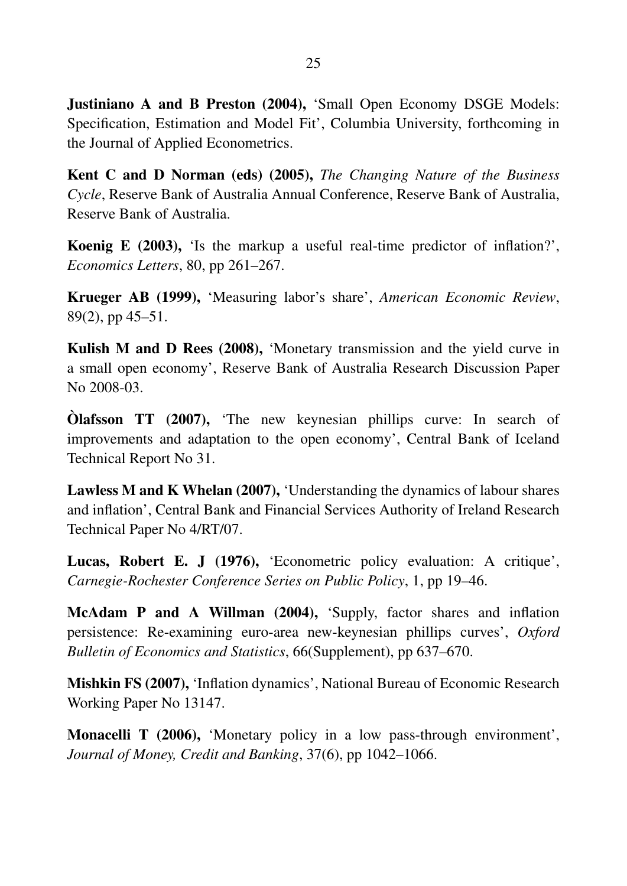**Justiniano A and B Preston (2004),** 'Small Open Economy DSGE Models: Specification, Estimation and Model Fit', Columbia University, forthcoming in the Journal of Applied Econometrics.

**Kent C and D Norman (eds) (2005),** *The Changing Nature of the Business Cycle*, Reserve Bank of Australia Annual Conference, Reserve Bank of Australia, Reserve Bank of Australia.

**Koenig E (2003),** 'Is the markup a useful real-time predictor of inflation?', *Economics Letters*, 80, pp 261–267.

**Krueger AB (1999),** 'Measuring labor's share', *American Economic Review*, 89(2), pp 45–51.

**Kulish M and D Rees (2008),** 'Monetary transmission and the yield curve in a small open economy', Reserve Bank of Australia Research Discussion Paper No 2008-03.

**Òlafsson TT (2007),** 'The new keynesian phillips curve: In search of improvements and adaptation to the open economy', Central Bank of Iceland Technical Report No 31.

**Lawless M and K Whelan (2007),** 'Understanding the dynamics of labour shares and inflation', Central Bank and Financial Services Authority of Ireland Research Technical Paper No 4/RT/07.

**Lucas, Robert E. J (1976),** 'Econometric policy evaluation: A critique', *Carnegie-Rochester Conference Series on Public Policy*, 1, pp 19–46.

**McAdam P and A Willman (2004),** 'Supply, factor shares and inflation persistence: Re-examining euro-area new-keynesian phillips curves', *Oxford Bulletin of Economics and Statistics*, 66(Supplement), pp 637–670.

**Mishkin FS (2007),** 'Inflation dynamics', National Bureau of Economic Research Working Paper No 13147.

**Monacelli T (2006),** 'Monetary policy in a low pass-through environment', *Journal of Money, Credit and Banking*, 37(6), pp 1042–1066.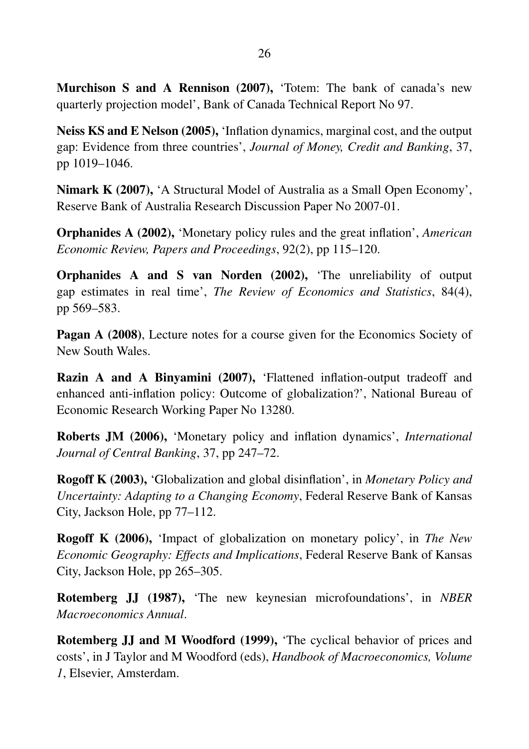**Murchison S and A Rennison (2007),** 'Totem: The bank of canada's new quarterly projection model', Bank of Canada Technical Report No 97.

**Neiss KS and E Nelson (2005),** 'Inflation dynamics, marginal cost, and the output gap: Evidence from three countries', *Journal of Money, Credit and Banking*, 37, pp 1019–1046.

**Nimark K (2007),** 'A Structural Model of Australia as a Small Open Economy', Reserve Bank of Australia Research Discussion Paper No 2007-01.

**Orphanides A (2002),** 'Monetary policy rules and the great inflation', *American Economic Review, Papers and Proceedings*, 92(2), pp 115–120.

**Orphanides A and S van Norden (2002),** 'The unreliability of output gap estimates in real time', *The Review of Economics and Statistics*, 84(4), pp 569–583.

**Pagan A (2008)**, Lecture notes for a course given for the Economics Society of New South Wales.

**Razin A and A Binyamini (2007),** 'Flattened inflation-output tradeoff and enhanced anti-inflation policy: Outcome of globalization?', National Bureau of Economic Research Working Paper No 13280.

**Roberts JM (2006),** 'Monetary policy and inflation dynamics', *International Journal of Central Banking*, 37, pp 247–72.

**Rogoff K (2003),** 'Globalization and global disinflation', in *Monetary Policy and Uncertainty: Adapting to a Changing Economy*, Federal Reserve Bank of Kansas City, Jackson Hole, pp 77–112.

**Rogoff K (2006),** 'Impact of globalization on monetary policy', in *The New Economic Geography: Effects and Implications*, Federal Reserve Bank of Kansas City, Jackson Hole, pp 265–305.

**Rotemberg JJ (1987),** 'The new keynesian microfoundations', in *NBER Macroeconomics Annual*.

**Rotemberg JJ and M Woodford (1999),** 'The cyclical behavior of prices and costs', in J Taylor and M Woodford (eds), *Handbook of Macroeconomics, Volume 1*, Elsevier, Amsterdam.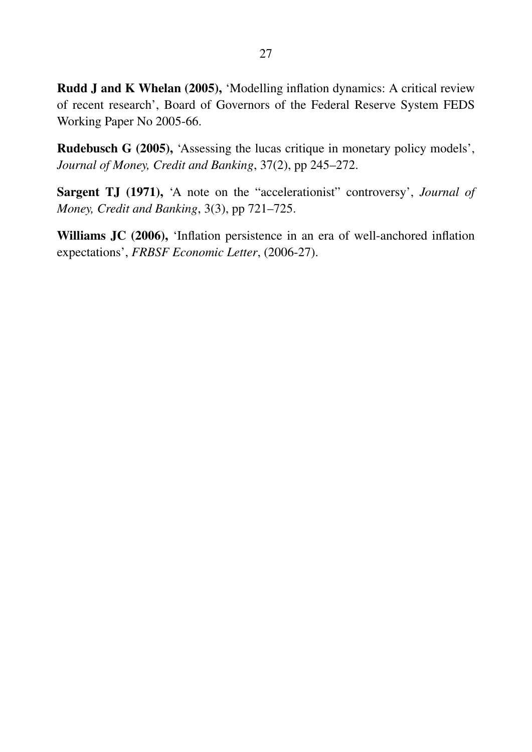**Rudd J and K Whelan (2005),** 'Modelling inflation dynamics: A critical review of recent research', Board of Governors of the Federal Reserve System FEDS Working Paper No 2005-66.

**Rudebusch G (2005),** 'Assessing the lucas critique in monetary policy models', *Journal of Money, Credit and Banking*, 37(2), pp 245–272.

**Sargent TJ (1971),** 'A note on the "accelerationist" controversy', *Journal of Money, Credit and Banking*, 3(3), pp 721–725.

**Williams JC (2006),** 'Inflation persistence in an era of well-anchored inflation expectations', *FRBSF Economic Letter*, (2006-27).